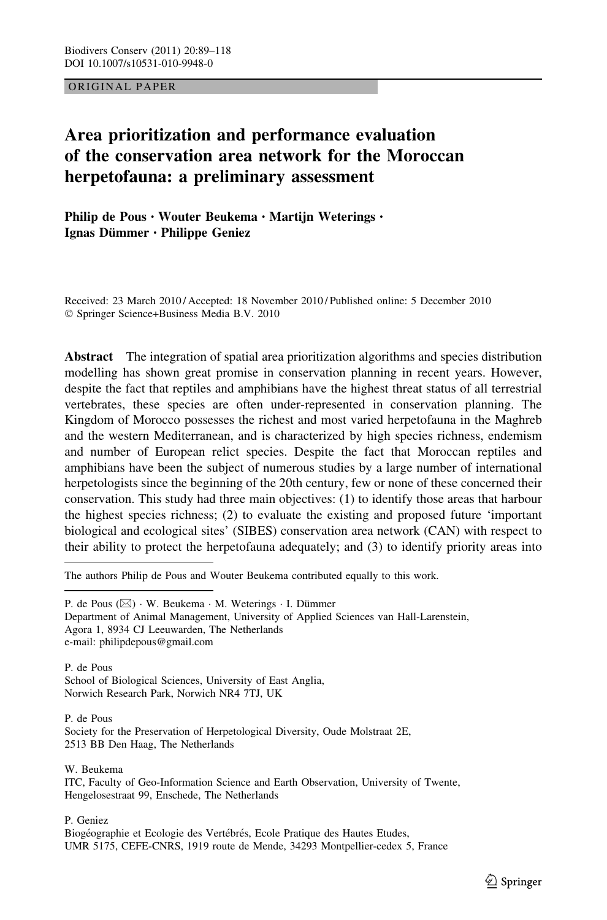ORIGINAL PAPER

# Area prioritization and performance evaluation of the conservation area network for the Moroccan herpetofauna: a preliminary assessment

**Philip de Pous · Wouter Beukema · Martijn Weterings · Ignas Dümmer · Philippe Geniez**

Received: 23 March 2010 / Accepted: 18 November 2010 / Published online: 5 December 2010
© Springer Science+Business Media B.V. 2010

**Abstract** The integration of spatial area prioritization algorithms and species distribution modelling has shown great promise in conservation planning in recent years. However, despite the fact that reptiles and amphibians have the highest threat status of all terrestrial vertebrates, these species are often under-represented in conservation planning. The Kingdom of Morocco possesses the richest and most varied herpetofauna in the Maghreb and the western Mediterranean, and is characterized by high species richness, endemism and number of European relict species. Despite the fact that Moroccan reptiles and amphibians have been the subject of numerous studies by a large number of international herpetologists since the beginning of the 20th century, few or none of these concerned their conservation. This study had three main objectives: (1) to identify those areas that harbour the highest species richness; (2) to evaluate the existing and proposed future 'important biological and ecological sites' (SIBES) conservation area network (CAN) with respect to their ability to protect the herpetofauna adequately; and (3) to identify priority areas into

---

The authors Philip de Pous and Wouter Beukema contributed equally to this work.

P. de Pous (✉) · W. Beukema · M. Weterings · I. Dümmer
Department of Animal Management, University of Applied Sciences van Hall-Larenstein,
Agora 1, 8934 CJ Leeuwarden, The Netherlands
e-mail: philipdepous@gmail.com

P. de Pous
School of Biological Sciences, University of East Anglia,
Norwich Research Park, Norwich NR4 7TJ, UK

P. de Pous
Society for the Preservation of Herpetological Diversity, Oude Molstraat 2E,
2513 BB Den Haag, The Netherlands

W. Beukema
ITC, Faculty of Geo-Information Science and Earth Observation, University of Twente,
Hengelosestraat 99, Enschede, The Netherlands

P. Geniez
Biogéographie et Ecologie des Vertébrés, Ecole Pratique des Hautes Etudes,
UMR 5175, CEFE-CNRS, 1919 route de Mende, 34293 Montpellier-cedex 5, France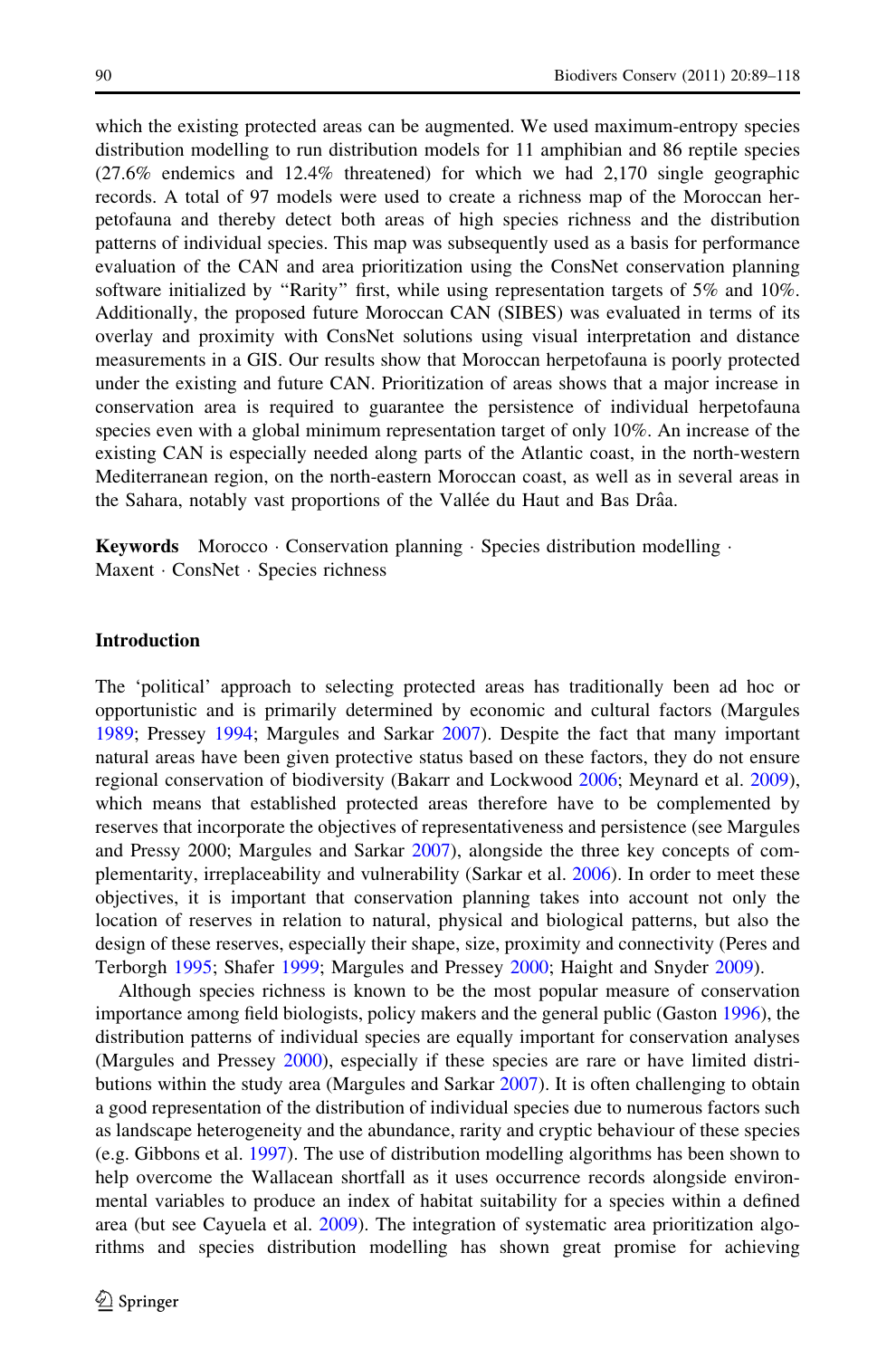which the existing protected areas can be augmented. We used maximum-entropy species distribution modelling to run distribution models for 11 amphibian and 86 reptile species (27.6% endemics and 12.4% threatened) for which we had 2,170 single geographic records. A total of 97 models were used to create a richness map of the Moroccan herpetofauna and thereby detect both areas of high species richness and the distribution patterns of individual species. This map was subsequently used as a basis for performance evaluation of the CAN and area prioritization using the ConsNet conservation planning software initialized by "Rarity" first, while using representation targets of 5% and 10%. Additionally, the proposed future Moroccan CAN (SIBES) was evaluated in terms of its overlay and proximity with ConsNet solutions using visual interpretation and distance measurements in a GIS. Our results show that Moroccan herpetofauna is poorly protected under the existing and future CAN. Prioritization of areas shows that a major increase in conservation area is required to guarantee the persistence of individual herpetofauna species even with a global minimum representation target of only 10%. An increase of the existing CAN is especially needed along parts of the Atlantic coast, in the north-western Mediterranean region, on the north-eastern Moroccan coast, as well as in several areas in the Sahara, notably vast proportions of the Vallée du Haut and Bas Drâa.

**Keywords** Morocco · Conservation planning · Species distribution modelling · Maxent · ConsNet · Species richness

## Introduction

The 'political' approach to selecting protected areas has traditionally been ad hoc or opportunistic and is primarily determined by economic and cultural factors (Margules 1989; Pressey 1994; Margules and Sarkar 2007). Despite the fact that many important natural areas have been given protective status based on these factors, they do not ensure regional conservation of biodiversity (Bakarr and Lockwood 2006; Meynard et al. 2009), which means that established protected areas therefore have to be complemented by reserves that incorporate the objectives of representativeness and persistence (see Margules and Pressy 2000; Margules and Sarkar 2007), alongside the three key concepts of complementarity, irreplaceability and vulnerability (Sarkar et al. 2006). In order to meet these objectives, it is important that conservation planning takes into account not only the location of reserves in relation to natural, physical and biological patterns, but also the design of these reserves, especially their shape, size, proximity and connectivity (Peres and Terborgh 1995; Shafer 1999; Margules and Pressey 2000; Haight and Snyder 2009).

Although species richness is known to be the most popular measure of conservation importance among field biologists, policy makers and the general public (Gaston 1996), the distribution patterns of individual species are equally important for conservation analyses (Margules and Pressey 2000), especially if these species are rare or have limited distributions within the study area (Margules and Sarkar 2007). It is often challenging to obtain a good representation of the distribution of individual species due to numerous factors such as landscape heterogeneity and the abundance, rarity and cryptic behaviour of these species (e.g. Gibbons et al. 1997). The use of distribution modelling algorithms has been shown to help overcome the Wallacean shortfall as it uses occurrence records alongside environmental variables to produce an index of habitat suitability for a species within a defined area (but see Cayuela et al. 2009). The integration of systematic area prioritization algorithms and species distribution modelling has shown great promise for achieving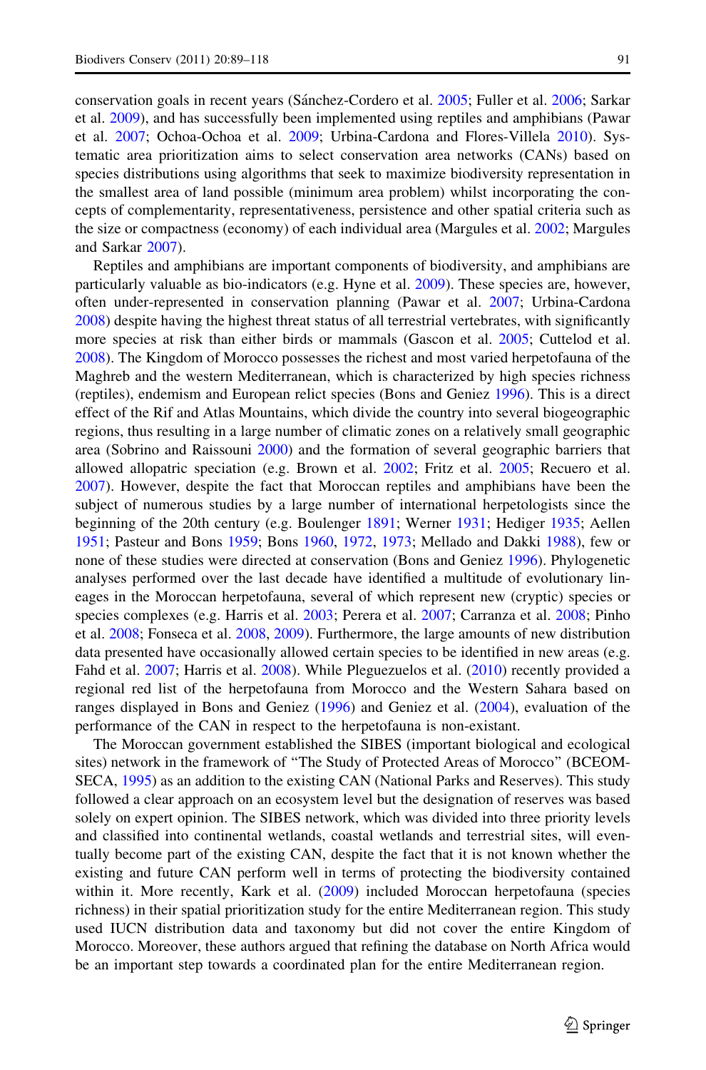conservation goals in recent years (Sánchez-Cordero et al. 2005; Fuller et al. 2006; Sarkar et al. 2009), and has successfully been implemented using reptiles and amphibians (Pawar et al. 2007; Ochoa-Ochoa et al. 2009; Urbina-Cardona and Flores-Villela 2010). Systematic area prioritization aims to select conservation area networks (CANs) based on species distributions using algorithms that seek to maximize biodiversity representation in the smallest area of land possible (minimum area problem) whilst incorporating the concepts of complementarity, representativeness, persistence and other spatial criteria such as the size or compactness (economy) of each individual area (Margules et al. 2002; Margules and Sarkar 2007).

Reptiles and amphibians are important components of biodiversity, and amphibians are particularly valuable as bio-indicators (e.g. Hyne et al. 2009). These species are, however, often under-represented in conservation planning (Pawar et al. 2007; Urbina-Cardona 2008) despite having the highest threat status of all terrestrial vertebrates, with significantly more species at risk than either birds or mammals (Gascon et al. 2005; Cuttelod et al. 2008). The Kingdom of Morocco possesses the richest and most varied herpetofauna of the Maghreb and the western Mediterranean, which is characterized by high species richness (reptiles), endemism and European relict species (Bons and Geniez 1996). This is a direct effect of the Rif and Atlas Mountains, which divide the country into several biogeographic regions, thus resulting in a large number of climatic zones on a relatively small geographic area (Sobrino and Raissouni 2000) and the formation of several geographic barriers that allowed allopatric speciation (e.g. Brown et al. 2002; Fritz et al. 2005; Recuero et al. 2007). However, despite the fact that Moroccan reptiles and amphibians have been the subject of numerous studies by a large number of international herpetologists since the beginning of the 20th century (e.g. Boulenger 1891; Werner 1931; Hediger 1935; Aellen 1951; Pasteur and Bons 1959; Bons 1960, 1972, 1973; Mellado and Dakki 1988), few or none of these studies were directed at conservation (Bons and Geniez 1996). Phylogenetic analyses performed over the last decade have identified a multitude of evolutionary lineages in the Moroccan herpetofauna, several of which represent new (cryptic) species or species complexes (e.g. Harris et al. 2003; Perera et al. 2007; Carranza et al. 2008; Pinho et al. 2008; Fonseca et al. 2008, 2009). Furthermore, the large amounts of new distribution data presented have occasionally allowed certain species to be identified in new areas (e.g. Fahd et al. 2007; Harris et al. 2008). While Pleguezuelos et al. (2010) recently provided a regional red list of the herpetofauna from Morocco and the Western Sahara based on ranges displayed in Bons and Geniez (1996) and Geniez et al. (2004), evaluation of the performance of the CAN in respect to the herpetofauna is non-existant.

The Moroccan government established the SIBES (important biological and ecological sites) network in the framework of "The Study of Protected Areas of Morocco" (BCEOM-SECA, 1995) as an addition to the existing CAN (National Parks and Reserves). This study followed a clear approach on an ecosystem level but the designation of reserves was based solely on expert opinion. The SIBES network, which was divided into three priority levels and classified into continental wetlands, coastal wetlands and terrestrial sites, will eventually become part of the existing CAN, despite the fact that it is not known whether the existing and future CAN perform well in terms of protecting the biodiversity contained within it. More recently, Kark et al. (2009) included Moroccan herpetofauna (species richness) in their spatial prioritization study for the entire Mediterranean region. This study used IUCN distribution data and taxonomy but did not cover the entire Kingdom of Morocco. Moreover, these authors argued that refining the database on North Africa would be an important step towards a coordinated plan for the entire Mediterranean region.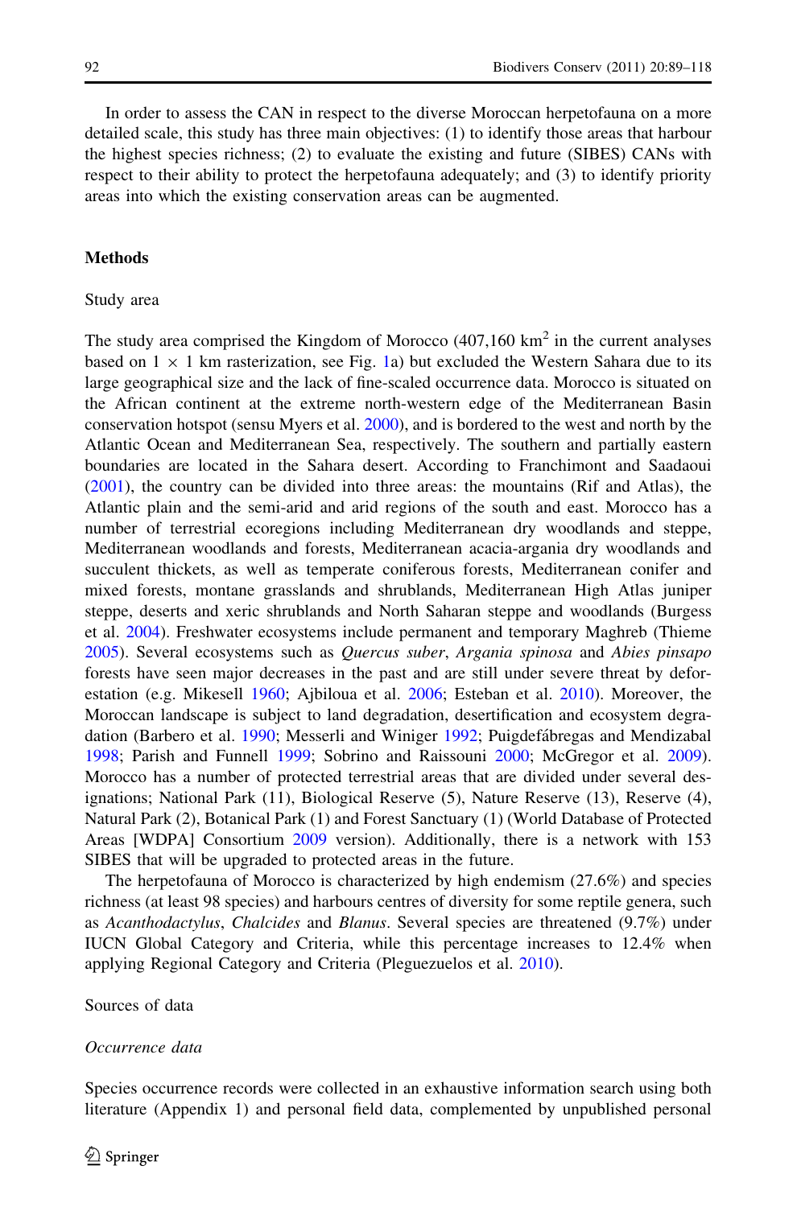In order to assess the CAN in respect to the diverse Moroccan herpetofauna on a more detailed scale, this study has three main objectives: (1) to identify those areas that harbour the highest species richness; (2) to evaluate the existing and future (SIBES) CANs with respect to their ability to protect the herpetofauna adequately; and (3) to identify priority areas into which the existing conservation areas can be augmented.

## Methods

### Study area

The study area comprised the Kingdom of Morocco (407,160 $km^2$ in the current analyses based on $1 \times 1$ km rasterization, see Fig. 1a) but excluded the Western Sahara due to its large geographical size and the lack of fine-scaled occurrence data. Morocco is situated on the African continent at the extreme north-western edge of the Mediterranean Basin conservation hotspot (sensu Myers et al. 2000), and is bordered to the west and north by the Atlantic Ocean and Mediterranean Sea, respectively. The southern and partially eastern boundaries are located in the Sahara desert. According to Franchimont and Saadaoui (2001), the country can be divided into three areas: the mountains (Rif and Atlas), the Atlantic plain and the semi-arid and arid regions of the south and east. Morocco has a number of terrestrial ecoregions including Mediterranean dry woodlands and steppe, Mediterranean woodlands and forests, Mediterranean acacia-argania dry woodlands and succulent thickets, as well as temperate coniferous forests, Mediterranean conifer and mixed forests, montane grasslands and shrublands, Mediterranean High Atlas juniper steppe, deserts and xeric shrublands and North Saharan steppe and woodlands (Burgess et al. 2004). Freshwater ecosystems include permanent and temporary Maghreb (Thieme 2005). Several ecosystems such as *Quercus suber*, *Argania spinosa* and *Abies pinsapo* forests have seen major decreases in the past and are still under severe threat by deforestation (e.g. Mikesell 1960; Ajbiloua et al. 2006; Esteban et al. 2010). Moreover, the Moroccan landscape is subject to land degradation, desertification and ecosystem degradation (Barbero et al. 1990; Messerli and Winiger 1992; Puigdefábregas and Mendizabal 1998; Parish and Funnell 1999; Sobrino and Raissouni 2000; McGregor et al. 2009). Morocco has a number of protected terrestrial areas that are divided under several designations; National Park (11), Biological Reserve (5), Nature Reserve (13), Reserve (4), Natural Park (2), Botanical Park (1) and Forest Sanctuary (1) (World Database of Protected Areas [WDPA] Consortium 2009 version). Additionally, there is a network with 153 SIBES that will be upgraded to protected areas in the future.

The herpetofauna of Morocco is characterized by high endemism (27.6%) and species richness (at least 98 species) and harbours centres of diversity for some reptile genera, such as *Acanthodactylus*, *Chalcides* and *Blanus*. Several species are threatened (9.7%) under IUCN Global Category and Criteria, while this percentage increases to 12.4% when applying Regional Category and Criteria (Pleguezuelos et al. 2010).

### Sources of data

#### *Occurrence data*

Species occurrence records were collected in an exhaustive information search using both literature (Appendix 1) and personal field data, complemented by unpublished personal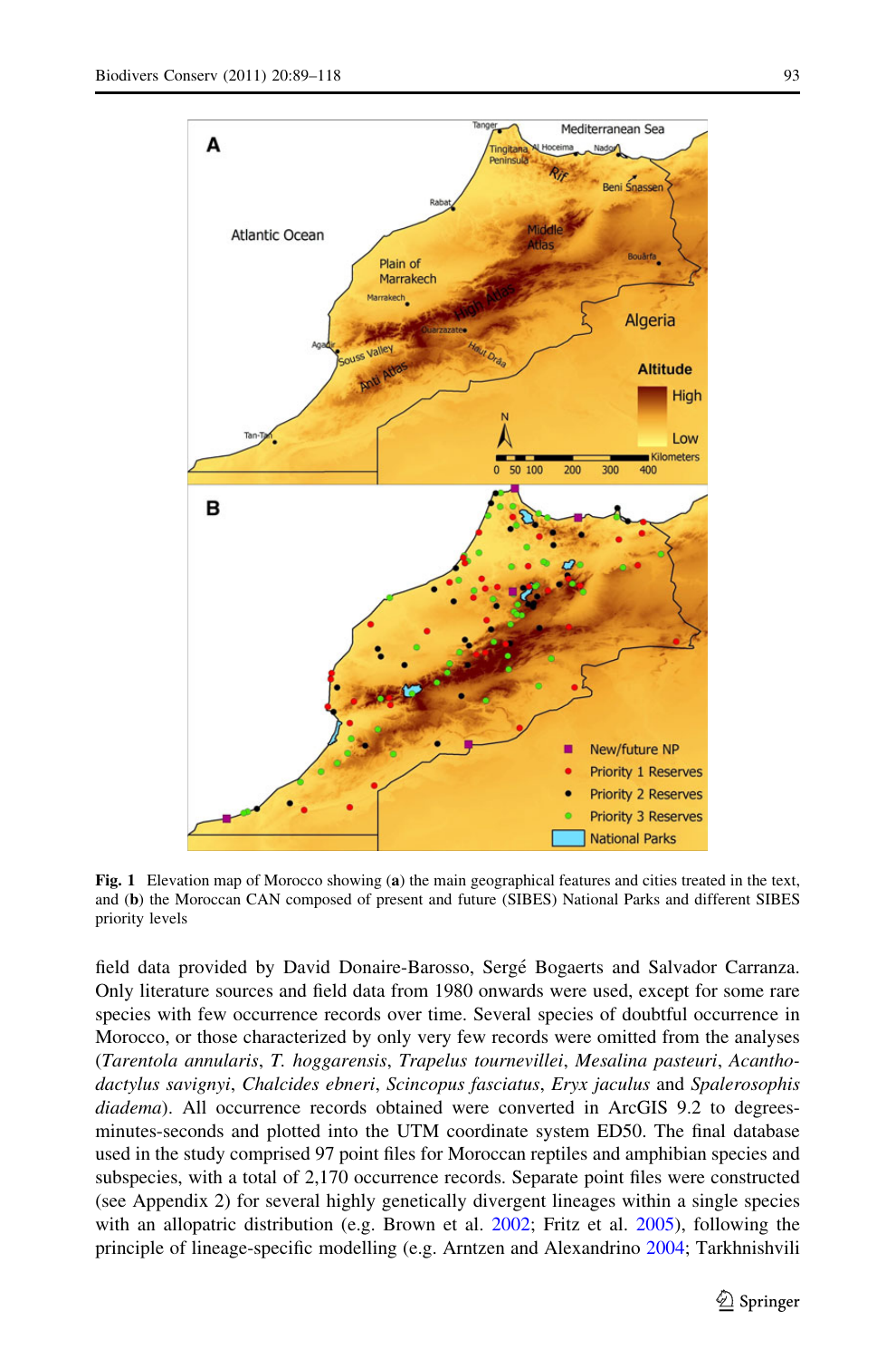**Fig. 1** Elevation map of Morocco showing (**a**) the main geographical features and cities treated in the text, and (**b**) the Moroccan CAN composed of present and future (SIBES) National Parks and different SIBES priority levels

field data provided by David Donaire-Barosso, Sergé Bogaerts and Salvador Carranza. Only literature sources and field data from 1980 onwards were used, except for some rare species with few occurrence records over time. Several species of doubtful occurrence in Morocco, or those characterized by only very few records were omitted from the analyses (*Tarentola annularis*, *T. hoggarensis*, *Trapelus tournevillei*, *Mesalina pasteuri*, *Acanthodactylus savignyi*, *Chalcides ebneri*, *Scincopus fasciatus*, *Eryx jaculus* and *Spalerosophis diadema*). All occurrence records obtained were converted in ArcGIS 9.2 to degrees-minutes-seconds and plotted into the UTM coordinate system ED50. The final database used in the study comprised 97 point files for Moroccan reptiles and amphibian species and subspecies, with a total of 2,170 occurrence records. Separate point files were constructed (see Appendix 2) for several highly genetically divergent lineages within a single species with an allopatric distribution (e.g. Brown et al. 2002; Fritz et al. 2005), following the principle of lineage-specific modelling (e.g. Arntzen and Alexandrino 2004; Tarkhnishvili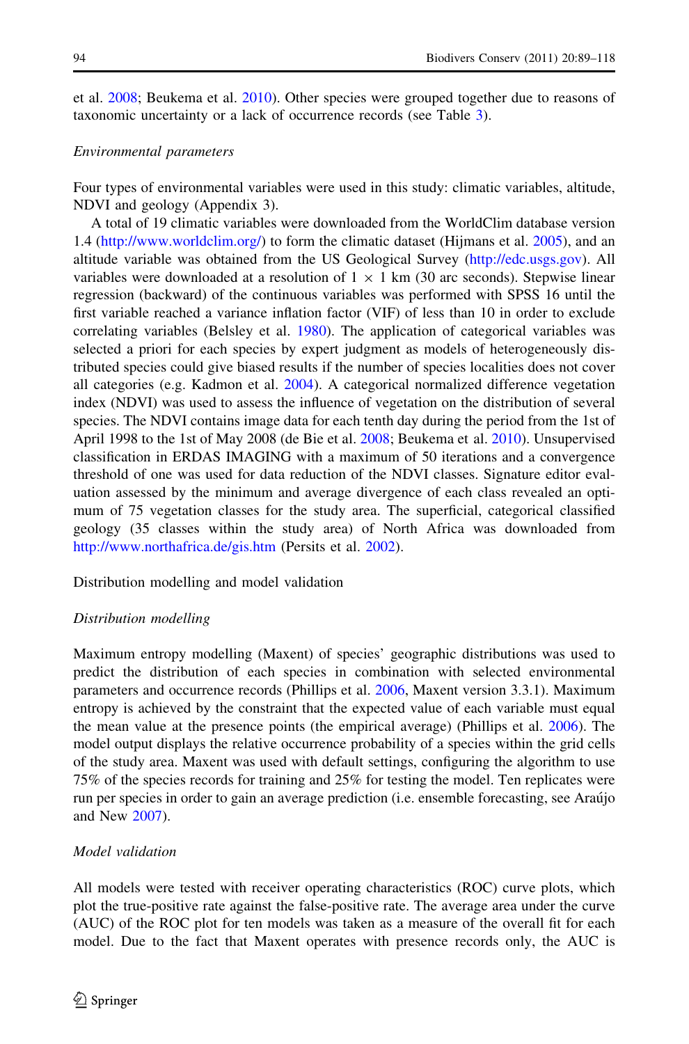et al. 2008; Beukema et al. 2010). Other species were grouped together due to reasons of taxonomic uncertainty or a lack of occurrence records (see Table 3).

*Environmental parameters*

Four types of environmental variables were used in this study: climatic variables, altitude, NDVI and geology (Appendix 3).

A total of 19 climatic variables were downloaded from the WorldClim database version 1.4 (http://www.worldclim.org/) to form the climatic dataset (Hijmans et al. 2005), and an altitude variable was obtained from the US Geological Survey (http://edc.usgs.gov). All variables were downloaded at a resolution of $1 \times 1$ km (30 arc seconds). Stepwise linear regression (backward) of the continuous variables was performed with SPSS 16 until the first variable reached a variance inflation factor (VIF) of less than 10 in order to exclude correlating variables (Belsley et al. 1980). The application of categorical variables was selected a priori for each species by expert judgment as models of heterogeneously distributed species could give biased results if the number of species localities does not cover all categories (e.g. Kadmon et al. 2004). A categorical normalized difference vegetation index (NDVI) was used to assess the influence of vegetation on the distribution of several species. The NDVI contains image data for each tenth day during the period from the 1st of April 1998 to the 1st of May 2008 (de Bie et al. 2008; Beukema et al. 2010). Unsupervised classification in ERDAS IMAGING with a maximum of 50 iterations and a convergence threshold of one was used for data reduction of the NDVI classes. Signature editor evaluation assessed by the minimum and average divergence of each class revealed an optimum of 75 vegetation classes for the study area. The superficial, categorical classified geology (35 classes within the study area) of North Africa was downloaded from http://www.northafrica.de/gis.htm (Persits et al. 2002).

Distribution modelling and model validation

*Distribution modelling*

Maximum entropy modelling (Maxent) of species' geographic distributions was used to predict the distribution of each species in combination with selected environmental parameters and occurrence records (Phillips et al. 2006, Maxent version 3.3.1). Maximum entropy is achieved by the constraint that the expected value of each variable must equal the mean value at the presence points (the empirical average) (Phillips et al. 2006). The model output displays the relative occurrence probability of a species within the grid cells of the study area. Maxent was used with default settings, configuring the algorithm to use 75% of the species records for training and 25% for testing the model. Ten replicates were run per species in order to gain an average prediction (i.e. ensemble forecasting, see Araújo and New 2007).

*Model validation*

All models were tested with receiver operating characteristics (ROC) curve plots, which plot the true-positive rate against the false-positive rate. The average area under the curve (AUC) of the ROC plot for ten models was taken as a measure of the overall fit for each model. Due to the fact that Maxent operates with presence records only, the AUC is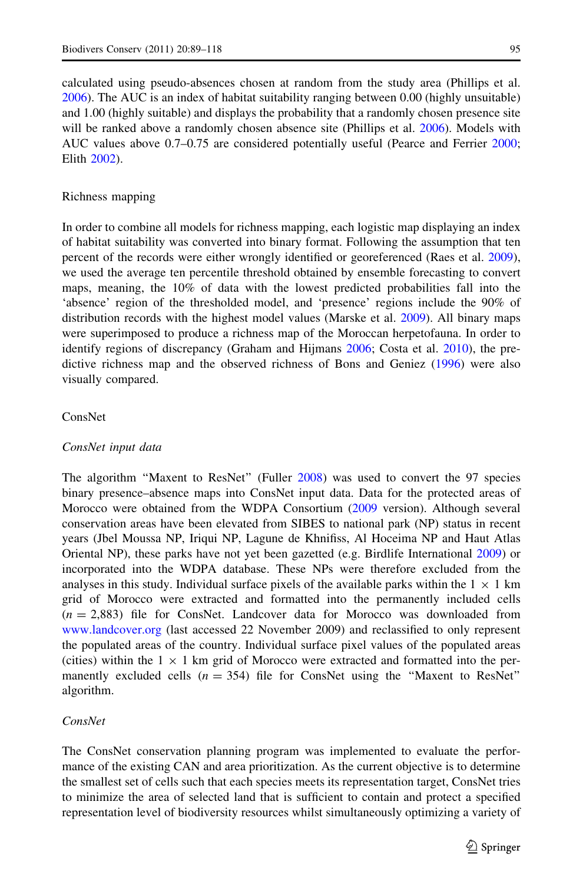calculated using pseudo-absences chosen at random from the study area (Phillips et al. 2006). The AUC is an index of habitat suitability ranging between 0.00 (highly unsuitable) and 1.00 (highly suitable) and displays the probability that a randomly chosen presence site will be ranked above a randomly chosen absence site (Phillips et al. 2006). Models with AUC values above 0.7–0.75 are considered potentially useful (Pearce and Ferrier 2000; Elith 2002).

## Richness mapping

In order to combine all models for richness mapping, each logistic map displaying an index of habitat suitability was converted into binary format. Following the assumption that ten percent of the records were either wrongly identified or georeferenced (Raes et al. 2009), we used the average ten percentile threshold obtained by ensemble forecasting to convert maps, meaning, the 10% of data with the lowest predicted probabilities fall into the 'absence' region of the thresholded model, and 'presence' regions include the 90% of distribution records with the highest model values (Marske et al. 2009). All binary maps were superimposed to produce a richness map of the Moroccan herpetofauna. In order to identify regions of discrepancy (Graham and Hijmans 2006; Costa et al. 2010), the predictive richness map and the observed richness of Bons and Geniez (1996) were also visually compared.

## ConsNet

### *ConsNet input data*

The algorithm "Maxent to ResNet" (Fuller 2008) was used to convert the 97 species binary presence–absence maps into ConsNet input data. Data for the protected areas of Morocco were obtained from the WDPA Consortium (2009 version). Although several conservation areas have been elevated from SIBES to national park (NP) status in recent years (Jbel Moussa NP, Iriqui NP, Lagune de Khnifiss, Al Hoceima NP and Haut Atlas Oriental NP), these parks have not yet been gazetted (e.g. Birdlife International 2009) or incorporated into the WDPA database. These NPs were therefore excluded from the analyses in this study. Individual surface pixels of the available parks within the 1 × 1 km grid of Morocco were extracted and formatted into the permanently included cells ($n = 2{,}883$) file for ConsNet. Landcover data for Morocco was downloaded from www.landcover.org (last accessed 22 November 2009) and reclassified to only represent the populated areas of the country. Individual surface pixel values of the populated areas (cities) within the 1 × 1 km grid of Morocco were extracted and formatted into the permanently excluded cells ($n = 354$) file for ConsNet using the "Maxent to ResNet" algorithm.

### *ConsNet*

The ConsNet conservation planning program was implemented to evaluate the performance of the existing CAN and area prioritization. As the current objective is to determine the smallest set of cells such that each species meets its representation target, ConsNet tries to minimize the area of selected land that is sufficient to contain and protect a specified representation level of biodiversity resources whilst simultaneously optimizing a variety of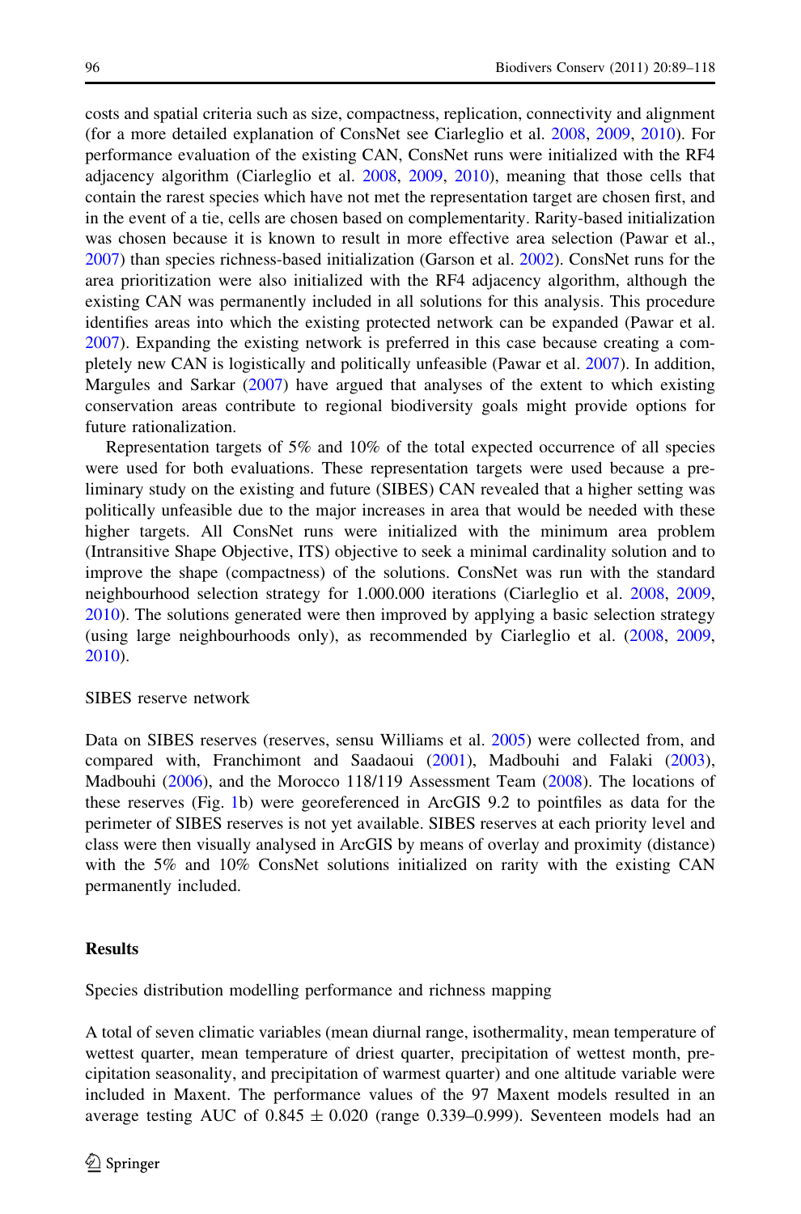costs and spatial criteria such as size, compactness, replication, connectivity and alignment (for a more detailed explanation of ConsNet see Ciarleglio et al. 2008, 2009, 2010). For performance evaluation of the existing CAN, ConsNet runs were initialized with the RF4 adjacency algorithm (Ciarleglio et al. 2008, 2009, 2010), meaning that those cells that contain the rarest species which have not met the representation target are chosen first, and in the event of a tie, cells are chosen based on complementarity. Rarity-based initialization was chosen because it is known to result in more effective area selection (Pawar et al., 2007) than species richness-based initialization (Garson et al. 2002). ConsNet runs for the area prioritization were also initialized with the RF4 adjacency algorithm, although the existing CAN was permanently included in all solutions for this analysis. This procedure identifies areas into which the existing protected network can be expanded (Pawar et al. 2007). Expanding the existing network is preferred in this case because creating a completely new CAN is logistically and politically unfeasible (Pawar et al. 2007). In addition, Margules and Sarkar (2007) have argued that analyses of the extent to which existing conservation areas contribute to regional biodiversity goals might provide options for future rationalization.

Representation targets of 5% and 10% of the total expected occurrence of all species were used for both evaluations. These representation targets were used because a preliminary study on the existing and future (SIBES) CAN revealed that a higher setting was politically unfeasible due to the major increases in area that would be needed with these higher targets. All ConsNet runs were initialized with the minimum area problem (Intransitive Shape Objective, ITS) objective to seek a minimal cardinality solution and to improve the shape (compactness) of the solutions. ConsNet was run with the standard neighbourhood selection strategy for 1.000.000 iterations (Ciarleglio et al. 2008, 2009, 2010). The solutions generated were then improved by applying a basic selection strategy (using large neighbourhoods only), as recommended by Ciarleglio et al. (2008, 2009, 2010).

### SIBES reserve network

Data on SIBES reserves (reserves, sensu Williams et al. 2005) were collected from, and compared with, Franchimont and Saadaoui (2001), Madbouhi and Falaki (2003), Madbouhi (2006), and the Morocco 118/119 Assessment Team (2008). The locations of these reserves (Fig. 1b) were georeferenced in ArcGIS 9.2 to pointfiles as data for the perimeter of SIBES reserves is not yet available. SIBES reserves at each priority level and class were then visually analysed in ArcGIS by means of overlay and proximity (distance) with the 5% and 10% ConsNet solutions initialized on rarity with the existing CAN permanently included.

## Results

### Species distribution modelling performance and richness mapping

A total of seven climatic variables (mean diurnal range, isothermality, mean temperature of wettest quarter, mean temperature of driest quarter, precipitation of wettest month, precipitation seasonality, and precipitation of warmest quarter) and one altitude variable were included in Maxent. The performance values of the 97 Maxent models resulted in an average testing AUC of 0.845 ± 0.020 (range 0.339–0.999). Seventeen models had an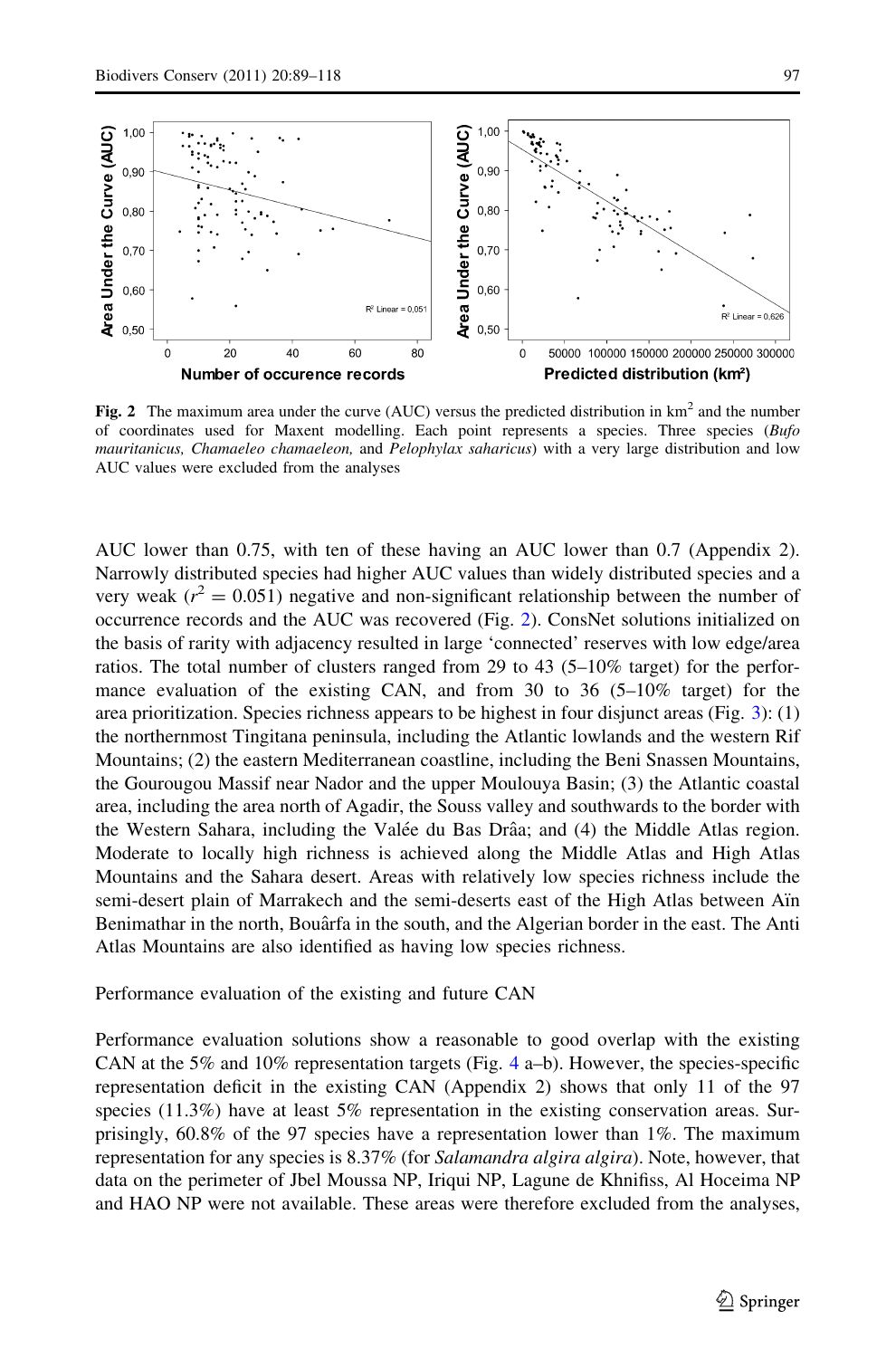**Fig. 2** The maximum area under the curve (AUC) versus the predicted distribution in $km^2$ and the number of coordinates used for Maxent modelling. Each point represents a species. Three species (*Bufo mauritanicus, Chamaeleo chamaeleon,* and *Pelophylax saharicus*) with a very large distribution and low AUC values were excluded from the analyses

AUC lower than 0.75, with ten of these having an AUC lower than 0.7 (Appendix 2). Narrowly distributed species had higher AUC values than widely distributed species and a very weak ($r^2 = 0.051$) negative and non-significant relationship between the number of occurrence records and the AUC was recovered (Fig. 2). ConsNet solutions initialized on the basis of rarity with adjacency resulted in large 'connected' reserves with low edge/area ratios. The total number of clusters ranged from 29 to 43 (5–10% target) for the performance evaluation of the existing CAN, and from 30 to 36 (5–10% target) for the area prioritization. Species richness appears to be highest in four disjunct areas (Fig. 3): (1) the northernmost Tingitana peninsula, including the Atlantic lowlands and the western Rif Mountains; (2) the eastern Mediterranean coastline, including the Beni Snassen Mountains, the Gourougou Massif near Nador and the upper Moulouya Basin; (3) the Atlantic coastal area, including the area north of Agadir, the Souss valley and southwards to the border with the Western Sahara, including the Valée du Bas Drâa; and (4) the Middle Atlas region. Moderate to locally high richness is achieved along the Middle Atlas and High Atlas Mountains and the Sahara desert. Areas with relatively low species richness include the semi-desert plain of Marrakech and the semi-deserts east of the High Atlas between Aïn Benimathar in the north, Bouârfa in the south, and the Algerian border in the east. The Anti Atlas Mountains are also identified as having low species richness.

Performance evaluation of the existing and future CAN

Performance evaluation solutions show a reasonable to good overlap with the existing CAN at the 5% and 10% representation targets (Fig. 4 a–b). However, the species-specific representation deficit in the existing CAN (Appendix 2) shows that only 11 of the 97 species (11.3%) have at least 5% representation in the existing conservation areas. Surprisingly, 60.8% of the 97 species have a representation lower than 1%. The maximum representation for any species is 8.37% (for *Salamandra algira algira*). Note, however, that data on the perimeter of Jbel Moussa NP, Iriqui NP, Lagune de Khnifiss, Al Hoceima NP and HAO NP were not available. These areas were therefore excluded from the analyses,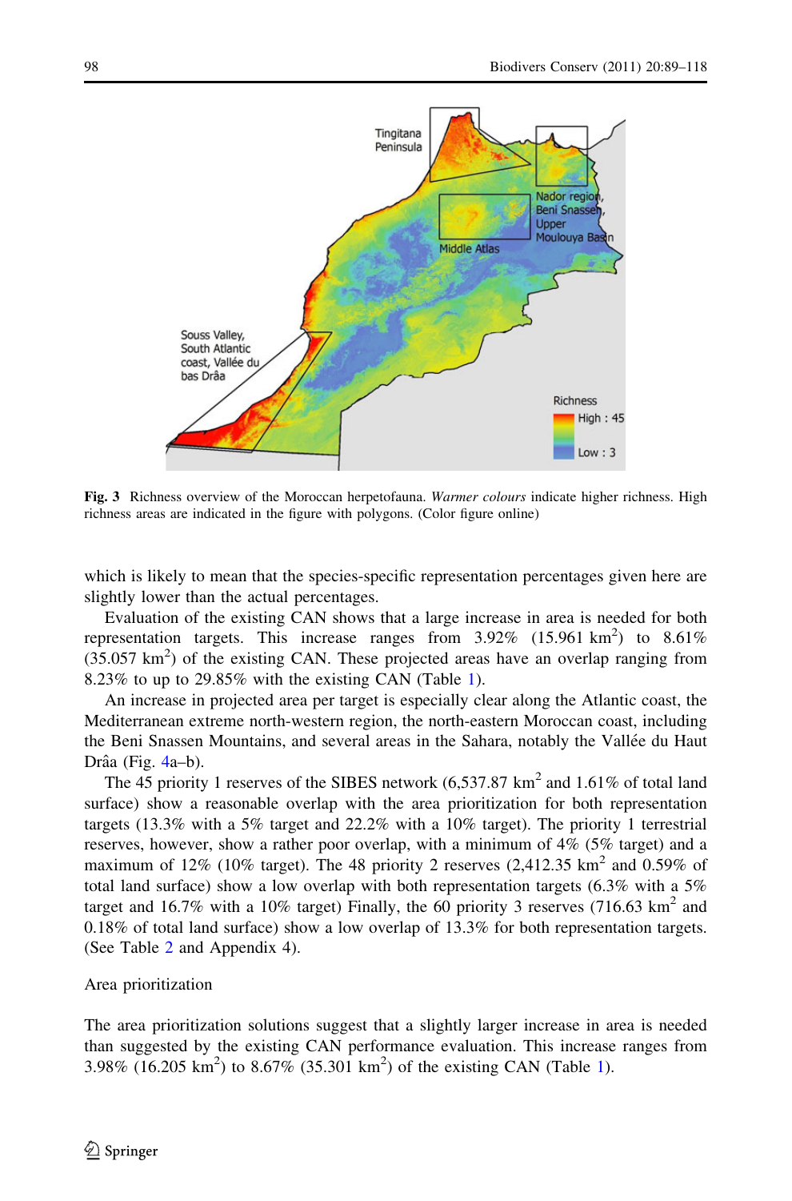**Fig. 3** Richness overview of the Moroccan herpetofauna. *Warmer colours* indicate higher richness. High richness areas are indicated in the figure with polygons. (Color figure online)

which is likely to mean that the species-specific representation percentages given here are slightly lower than the actual percentages.

Evaluation of the existing CAN shows that a large increase in area is needed for both representation targets. This increase ranges from 3.92% (15.961 km$^2$) to 8.61% (35.057 km$^2$) of the existing CAN. These projected areas have an overlap ranging from 8.23% to up to 29.85% with the existing CAN (Table 1).

An increase in projected area per target is especially clear along the Atlantic coast, the Mediterranean extreme north-western region, the north-eastern Moroccan coast, including the Beni Snassen Mountains, and several areas in the Sahara, notably the Vallée du Haut Drâa (Fig. 4a–b).

The 45 priority 1 reserves of the SIBES network (6,537.87 km$^2$ and 1.61% of total land surface) show a reasonable overlap with the area prioritization for both representation targets (13.3% with a 5% target and 22.2% with a 10% target). The priority 1 terrestrial reserves, however, show a rather poor overlap, with a minimum of 4% (5% target) and a maximum of 12% (10% target). The 48 priority 2 reserves (2,412.35 km$^2$ and 0.59% of total land surface) show a low overlap with both representation targets (6.3% with a 5% target and 16.7% with a 10% target) Finally, the 60 priority 3 reserves (716.63 km$^2$ and 0.18% of total land surface) show a low overlap of 13.3% for both representation targets. (See Table 2 and Appendix 4).

## Area prioritization

The area prioritization solutions suggest that a slightly larger increase in area is needed than suggested by the existing CAN performance evaluation. This increase ranges from 3.98% (16.205 km$^2$) to 8.67% (35.301 km$^2$) of the existing CAN (Table 1).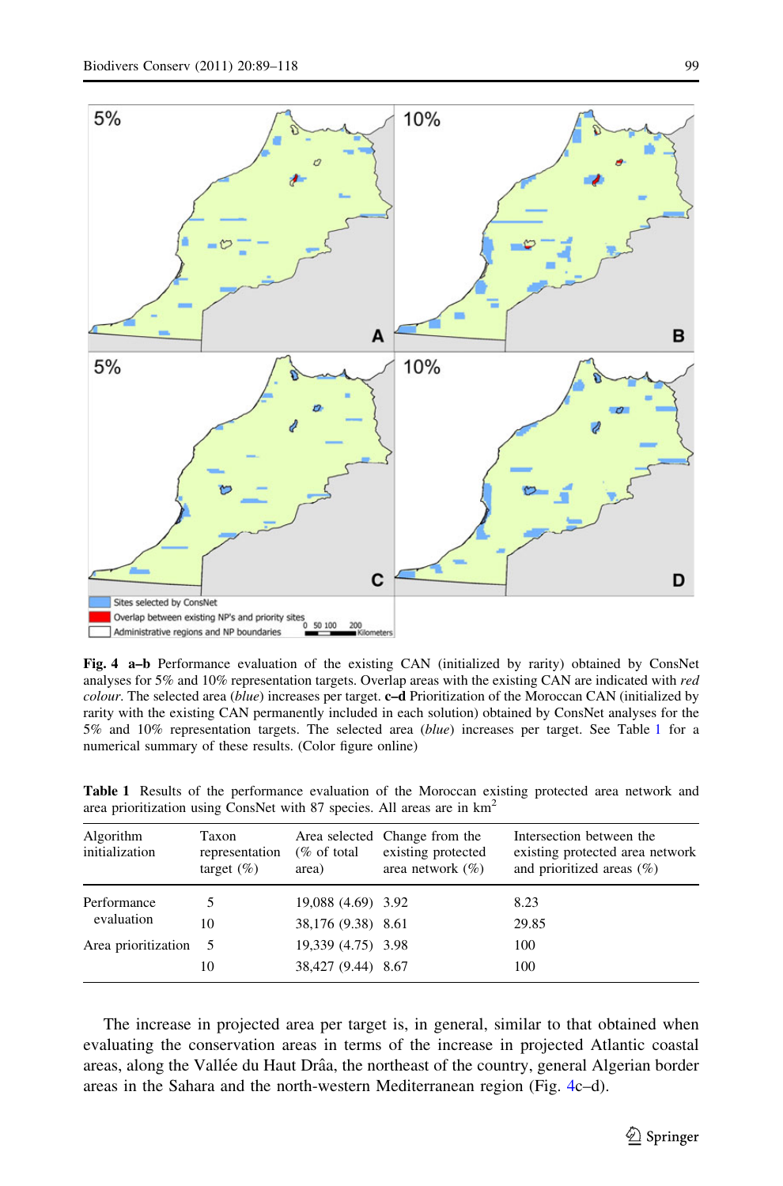**Fig. 4** **a–b** Performance evaluation of the existing CAN (initialized by rarity) obtained by ConsNet analyses for 5% and 10% representation targets. Overlap areas with the existing CAN are indicated with *red colour*. The selected area (*blue*) increases per target. **c–d** Prioritization of the Moroccan CAN (initialized by rarity with the existing CAN permanently included in each solution) obtained by ConsNet analyses for the 5% and 10% representation targets. The selected area (*blue*) increases per target. See Table 1 for a numerical summary of these results. (Color figure online)

**Table 1** Results of the performance evaluation of the Moroccan existing protected area network and area prioritization using ConsNet with 87 species. All areas are in km$^2$

| Algorithm initialization | Taxon representation target (%) | Area selected (% of total area) | Change from the existing protected area network (%) | Intersection between the existing protected area network and prioritized areas (%) |
|---|---|---|---|---|
| Performance evaluation | 5 | 19,088 (4.69) | 3.92 | 8.23 |
| | 10 | 38,176 (9.38) | 8.61 | 29.85 |
| Area prioritization | 5 | 19,339 (4.75) | 3.98 | 100 |
| | 10 | 38,427 (9.44) | 8.67 | 100 |

The increase in projected area per target is, in general, similar to that obtained when evaluating the conservation areas in terms of the increase in projected Atlantic coastal areas, along the Vallée du Haut Drâa, the northeast of the country, general Algerian border areas in the Sahara and the north-western Mediterranean region (Fig. 4c–d).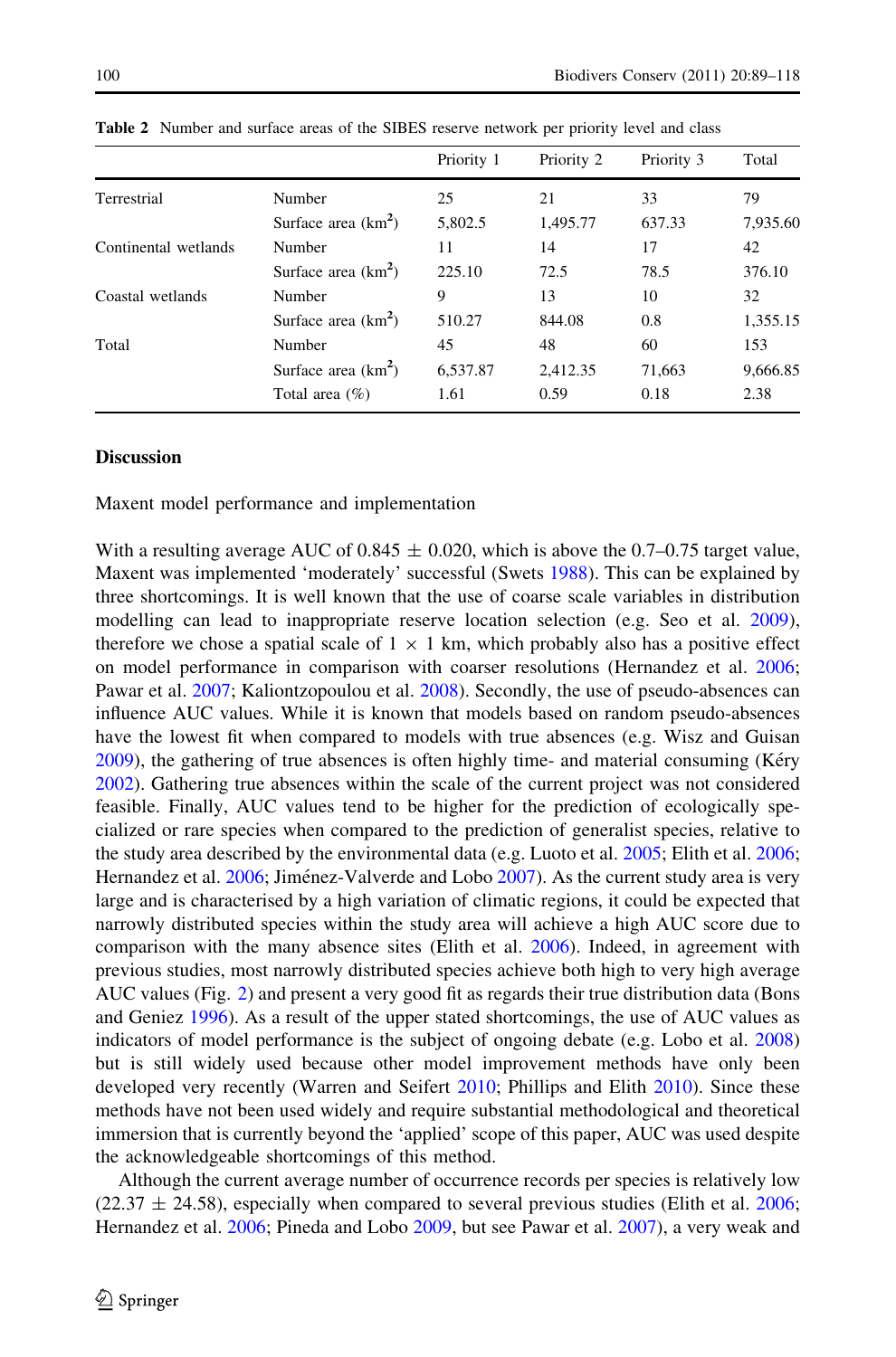**Table 2** Number and surface areas of the SIBES reserve network per priority level and class

| | | Priority 1 | Priority 2 | Priority 3 | Total |
|---|---|---|---|---|---|
| Terrestrial | Number | 25 | 21 | 33 | 79 |
| | Surface area ($km^2$) | 5,802.5 | 1,495.77 | 637.33 | 7,935.60 |
| Continental wetlands | Number | 11 | 14 | 17 | 42 |
| | Surface area ($km^2$) | 225.10 | 72.5 | 78.5 | 376.10 |
| Coastal wetlands | Number | 9 | 13 | 10 | 32 |
| | Surface area ($km^2$) | 510.27 | 844.08 | 0.8 | 1,355.15 |
| Total | Number | 45 | 48 | 60 | 153 |
| | Surface area ($km^2$) | 6,537.87 | 2,412.35 | 71,663 | 9,666.85 |
| | Total area (%) | 1.61 | 0.59 | 0.18 | 2.38 |

## Discussion

### Maxent model performance and implementation

With a resulting average AUC of 0.845 ± 0.020, which is above the 0.7–0.75 target value, Maxent was implemented 'moderately' successful (Swets 1988). This can be explained by three shortcomings. It is well known that the use of coarse scale variables in distribution modelling can lead to inappropriate reserve location selection (e.g. Seo et al. 2009), therefore we chose a spatial scale of 1 × 1 km, which probably also has a positive effect on model performance in comparison with coarser resolutions (Hernandez et al. 2006; Pawar et al. 2007; Kaliontzopoulou et al. 2008). Secondly, the use of pseudo-absences can influence AUC values. While it is known that models based on random pseudo-absences have the lowest fit when compared to models with true absences (e.g. Wisz and Guisan 2009), the gathering of true absences is often highly time- and material consuming (Kéry 2002). Gathering true absences within the scale of the current project was not considered feasible. Finally, AUC values tend to be higher for the prediction of ecologically specialized or rare species when compared to the prediction of generalist species, relative to the study area described by the environmental data (e.g. Luoto et al. 2005; Elith et al. 2006; Hernandez et al. 2006; Jiménez-Valverde and Lobo 2007). As the current study area is very large and is characterised by a high variation of climatic regions, it could be expected that narrowly distributed species within the study area will achieve a high AUC score due to comparison with the many absence sites (Elith et al. 2006). Indeed, in agreement with previous studies, most narrowly distributed species achieve both high to very high average AUC values (Fig. 2) and present a very good fit as regards their true distribution data (Bons and Geniez 1996). As a result of the upper stated shortcomings, the use of AUC values as indicators of model performance is the subject of ongoing debate (e.g. Lobo et al. 2008) but is still widely used because other model improvement methods have only been developed very recently (Warren and Seifert 2010; Phillips and Elith 2010). Since these methods have not been used widely and require substantial methodological and theoretical immersion that is currently beyond the 'applied' scope of this paper, AUC was used despite the acknowledgeable shortcomings of this method.

Although the current average number of occurrence records per species is relatively low (22.37 ± 24.58), especially when compared to several previous studies (Elith et al. 2006; Hernandez et al. 2006; Pineda and Lobo 2009, but see Pawar et al. 2007), a very weak and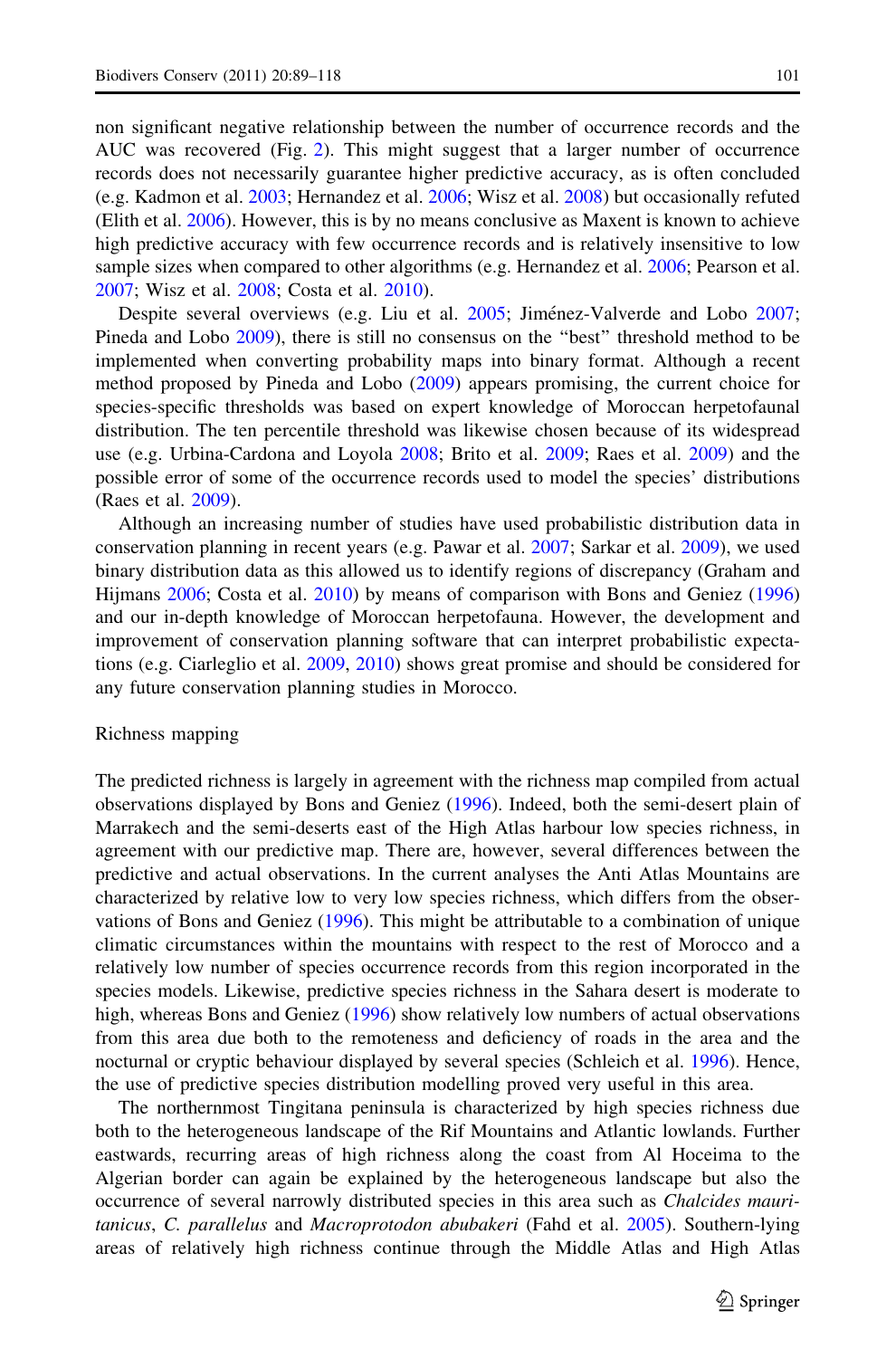non significant negative relationship between the number of occurrence records and the AUC was recovered (Fig. 2). This might suggest that a larger number of occurrence records does not necessarily guarantee higher predictive accuracy, as is often concluded (e.g. Kadmon et al. 2003; Hernandez et al. 2006; Wisz et al. 2008) but occasionally refuted (Elith et al. 2006). However, this is by no means conclusive as Maxent is known to achieve high predictive accuracy with few occurrence records and is relatively insensitive to low sample sizes when compared to other algorithms (e.g. Hernandez et al. 2006; Pearson et al. 2007; Wisz et al. 2008; Costa et al. 2010).

Despite several overviews (e.g. Liu et al. 2005; Jiménez-Valverde and Lobo 2007; Pineda and Lobo 2009), there is still no consensus on the "best" threshold method to be implemented when converting probability maps into binary format. Although a recent method proposed by Pineda and Lobo (2009) appears promising, the current choice for species-specific thresholds was based on expert knowledge of Moroccan herpetofaunal distribution. The ten percentile threshold was likewise chosen because of its widespread use (e.g. Urbina-Cardona and Loyola 2008; Brito et al. 2009; Raes et al. 2009) and the possible error of some of the occurrence records used to model the species' distributions (Raes et al. 2009).

Although an increasing number of studies have used probabilistic distribution data in conservation planning in recent years (e.g. Pawar et al. 2007; Sarkar et al. 2009), we used binary distribution data as this allowed us to identify regions of discrepancy (Graham and Hijmans 2006; Costa et al. 2010) by means of comparison with Bons and Geniez (1996) and our in-depth knowledge of Moroccan herpetofauna. However, the development and improvement of conservation planning software that can interpret probabilistic expectations (e.g. Ciarleglio et al. 2009, 2010) shows great promise and should be considered for any future conservation planning studies in Morocco.

## Richness mapping

The predicted richness is largely in agreement with the richness map compiled from actual observations displayed by Bons and Geniez (1996). Indeed, both the semi-desert plain of Marrakech and the semi-deserts east of the High Atlas harbour low species richness, in agreement with our predictive map. There are, however, several differences between the predictive and actual observations. In the current analyses the Anti Atlas Mountains are characterized by relative low to very low species richness, which differs from the observations of Bons and Geniez (1996). This might be attributable to a combination of unique climatic circumstances within the mountains with respect to the rest of Morocco and a relatively low number of species occurrence records from this region incorporated in the species models. Likewise, predictive species richness in the Sahara desert is moderate to high, whereas Bons and Geniez (1996) show relatively low numbers of actual observations from this area due both to the remoteness and deficiency of roads in the area and the nocturnal or cryptic behaviour displayed by several species (Schleich et al. 1996). Hence, the use of predictive species distribution modelling proved very useful in this area.

The northernmost Tingitana peninsula is characterized by high species richness due both to the heterogeneous landscape of the Rif Mountains and Atlantic lowlands. Further eastwards, recurring areas of high richness along the coast from Al Hoceima to the Algerian border can again be explained by the heterogeneous landscape but also the occurrence of several narrowly distributed species in this area such as *Chalcides mauritanicus*, *C. parallelus* and *Macroprotodon abubakeri* (Fahd et al. 2005). Southern-lying areas of relatively high richness continue through the Middle Atlas and High Atlas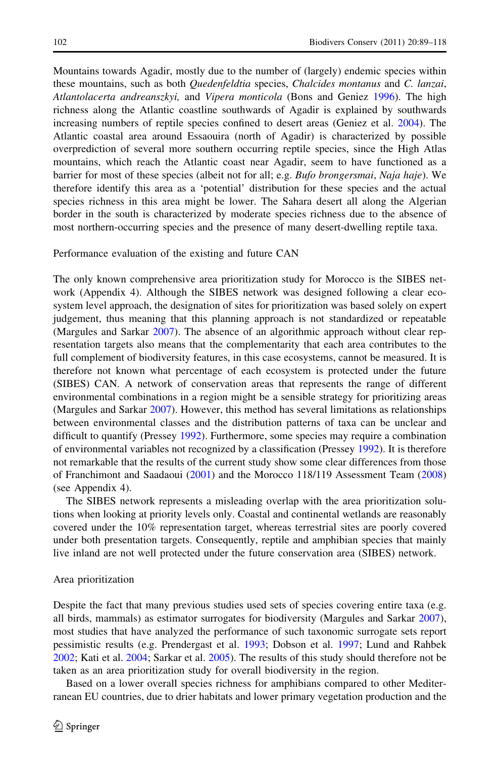Mountains towards Agadir, mostly due to the number of (largely) endemic species within these mountains, such as both *Quedenfeldtia* species, *Chalcides montanus* and *C. lanzai*, *Atlantolacerta andreanszkyi,* and *Vipera monticola* (Bons and Geniez 1996). The high richness along the Atlantic coastline southwards of Agadir is explained by southwards increasing numbers of reptile species confined to desert areas (Geniez et al. 2004). The Atlantic coastal area around Essaouira (north of Agadir) is characterized by possible overprediction of several more southern occurring reptile species, since the High Atlas mountains, which reach the Atlantic coast near Agadir, seem to have functioned as a barrier for most of these species (albeit not for all; e.g. *Bufo brongersmai*, *Naja haje*). We therefore identify this area as a 'potential' distribution for these species and the actual species richness in this area might be lower. The Sahara desert all along the Algerian border in the south is characterized by moderate species richness due to the absence of most northern-occurring species and the presence of many desert-dwelling reptile taxa.

Performance evaluation of the existing and future CAN

The only known comprehensive area prioritization study for Morocco is the SIBES network (Appendix 4). Although the SIBES network was designed following a clear ecosystem level approach, the designation of sites for prioritization was based solely on expert judgement, thus meaning that this planning approach is not standardized or repeatable (Margules and Sarkar 2007). The absence of an algorithmic approach without clear representation targets also means that the complementarity that each area contributes to the full complement of biodiversity features, in this case ecosystems, cannot be measured. It is therefore not known what percentage of each ecosystem is protected under the future (SIBES) CAN. A network of conservation areas that represents the range of different environmental combinations in a region might be a sensible strategy for prioritizing areas (Margules and Sarkar 2007). However, this method has several limitations as relationships between environmental classes and the distribution patterns of taxa can be unclear and difficult to quantify (Pressey 1992). Furthermore, some species may require a combination of environmental variables not recognized by a classification (Pressey 1992). It is therefore not remarkable that the results of the current study show some clear differences from those of Franchimont and Saadaoui (2001) and the Morocco 118/119 Assessment Team (2008) (see Appendix 4).

The SIBES network represents a misleading overlap with the area prioritization solutions when looking at priority levels only. Coastal and continental wetlands are reasonably covered under the 10% representation target, whereas terrestrial sites are poorly covered under both presentation targets. Consequently, reptile and amphibian species that mainly live inland are not well protected under the future conservation area (SIBES) network.

Area prioritization

Despite the fact that many previous studies used sets of species covering entire taxa (e.g. all birds, mammals) as estimator surrogates for biodiversity (Margules and Sarkar 2007), most studies that have analyzed the performance of such taxonomic surrogate sets report pessimistic results (e.g. Prendergast et al. 1993; Dobson et al. 1997; Lund and Rahbek 2002; Kati et al. 2004; Sarkar et al. 2005). The results of this study should therefore not be taken as an area prioritization study for overall biodiversity in the region.

Based on a lower overall species richness for amphibians compared to other Mediterranean EU countries, due to drier habitats and lower primary vegetation production and the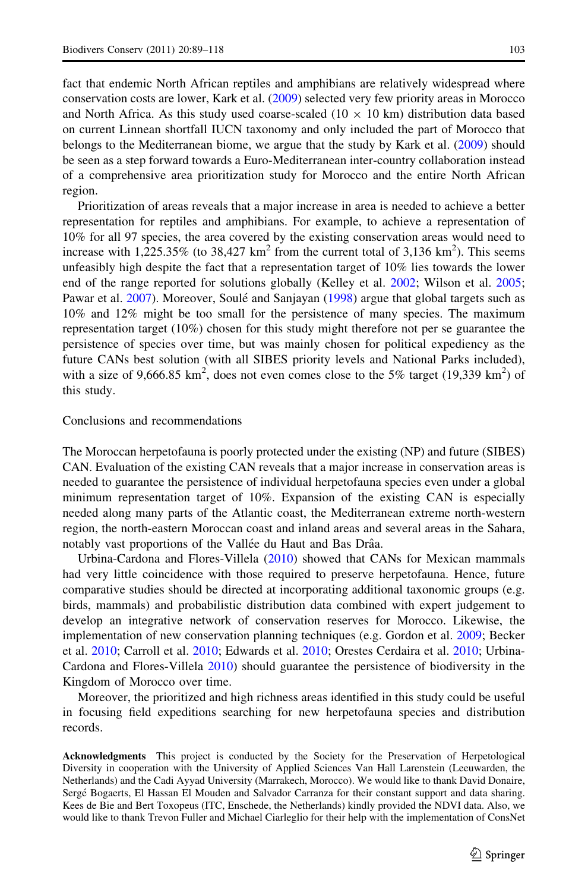fact that endemic North African reptiles and amphibians are relatively widespread where conservation costs are lower, Kark et al. (2009) selected very few priority areas in Morocco and North Africa. As this study used coarse-scaled (10 × 10 km) distribution data based on current Linnean shortfall IUCN taxonomy and only included the part of Morocco that belongs to the Mediterranean biome, we argue that the study by Kark et al. (2009) should be seen as a step forward towards a Euro-Mediterranean inter-country collaboration instead of a comprehensive area prioritization study for Morocco and the entire North African region.

Prioritization of areas reveals that a major increase in area is needed to achieve a better representation for reptiles and amphibians. For example, to achieve a representation of 10% for all 97 species, the area covered by the existing conservation areas would need to increase with 1,225.35% (to 38,427 km$^2$ from the current total of 3,136 km$^2$). This seems unfeasibly high despite the fact that a representation target of 10% lies towards the lower end of the range reported for solutions globally (Kelley et al. 2002; Wilson et al. 2005; Pawar et al. 2007). Moreover, Soulé and Sanjayan (1998) argue that global targets such as 10% and 12% might be too small for the persistence of many species. The maximum representation target (10%) chosen for this study might therefore not per se guarantee the persistence of species over time, but was mainly chosen for political expediency as the future CANs best solution (with all SIBES priority levels and National Parks included), with a size of 9,666.85 km$^2$, does not even comes close to the 5% target (19,339 km$^2$) of this study.

## Conclusions and recommendations

The Moroccan herpetofauna is poorly protected under the existing (NP) and future (SIBES) CAN. Evaluation of the existing CAN reveals that a major increase in conservation areas is needed to guarantee the persistence of individual herpetofauna species even under a global minimum representation target of 10%. Expansion of the existing CAN is especially needed along many parts of the Atlantic coast, the Mediterranean extreme north-western region, the north-eastern Moroccan coast and inland areas and several areas in the Sahara, notably vast proportions of the Vallée du Haut and Bas Drâa.

Urbina-Cardona and Flores-Villela (2010) showed that CANs for Mexican mammals had very little coincidence with those required to preserve herpetofauna. Hence, future comparative studies should be directed at incorporating additional taxonomic groups (e.g. birds, mammals) and probabilistic distribution data combined with expert judgement to develop an integrative network of conservation reserves for Morocco. Likewise, the implementation of new conservation planning techniques (e.g. Gordon et al. 2009; Becker et al. 2010; Carroll et al. 2010; Edwards et al. 2010; Orestes Cerdaira et al. 2010; Urbina-Cardona and Flores-Villela 2010) should guarantee the persistence of biodiversity in the Kingdom of Morocco over time.

Moreover, the prioritized and high richness areas identified in this study could be useful in focusing field expeditions searching for new herpetofauna species and distribution records.

**Acknowledgments** This project is conducted by the Society for the Preservation of Herpetological Diversity in cooperation with the University of Applied Sciences Van Hall Larenstein (Leeuwarden, the Netherlands) and the Cadi Ayyad University (Marrakech, Morocco). We would like to thank David Donaire, Sergé Bogaerts, El Hassan El Mouden and Salvador Carranza for their constant support and data sharing. Kees de Bie and Bert Toxopeus (ITC, Enschede, the Netherlands) kindly provided the NDVI data. Also, we would like to thank Trevon Fuller and Michael Ciarleglio for their help with the implementation of ConsNet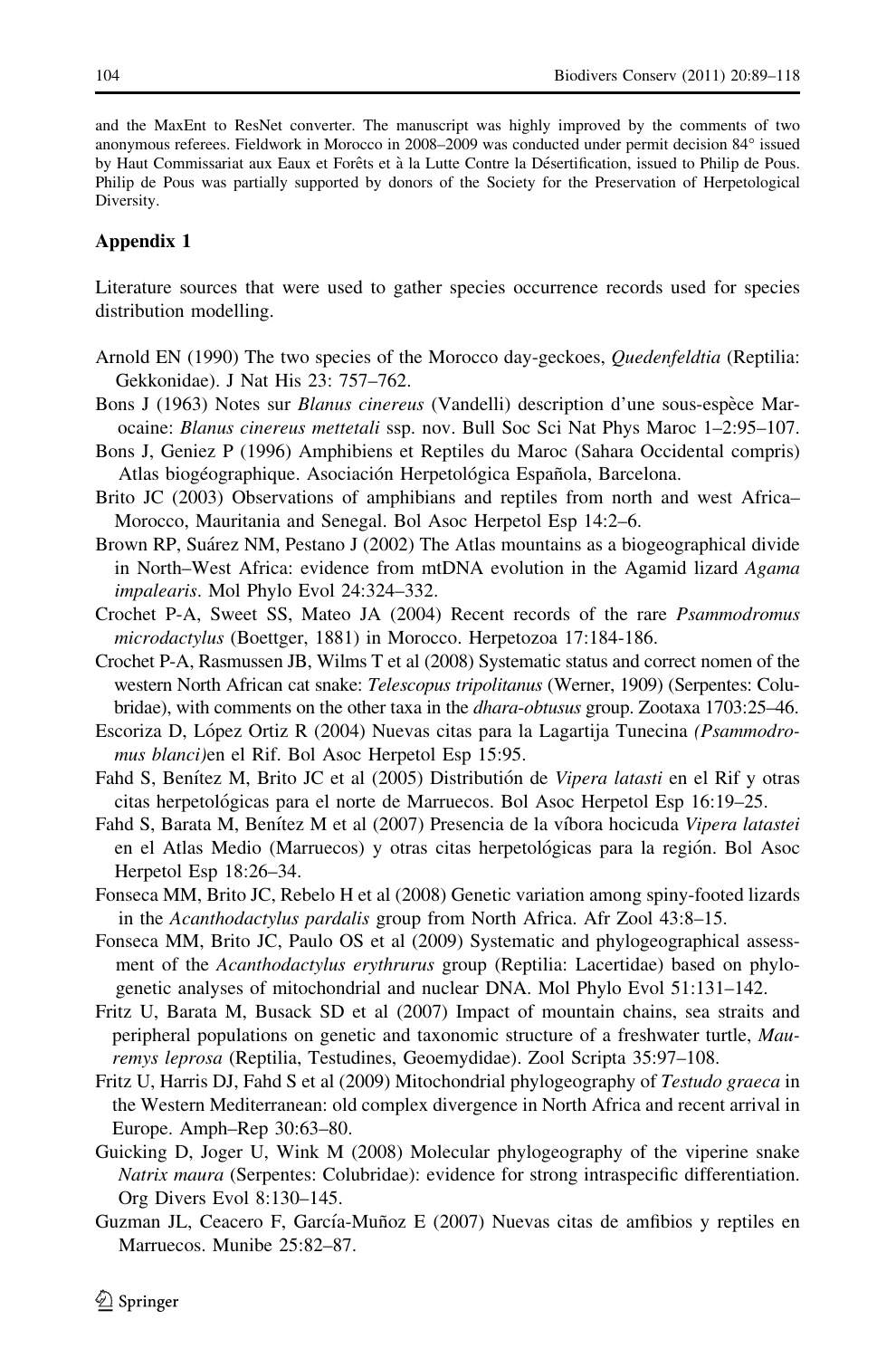and the MaxEnt to ResNet converter. The manuscript was highly improved by the comments of two anonymous referees. Fieldwork in Morocco in 2008–2009 was conducted under permit decision 84° issued by Haut Commissariat aux Eaux et Forêts et à la Lutte Contre la Désertification, issued to Philip de Pous. Philip de Pous was partially supported by donors of the Society for the Preservation of Herpetological Diversity.

## Appendix 1

Literature sources that were used to gather species occurrence records used for species distribution modelling.

Arnold EN (1990) The two species of the Morocco day-geckoes, *Quedenfeldtia* (Reptilia: Gekkonidae). J Nat His 23: 757–762.

Bons J (1963) Notes sur *Blanus cinereus* (Vandelli) description d'une sous-espèce Marocaine: *Blanus cinereus mettetali* ssp. nov. Bull Soc Sci Nat Phys Maroc 1–2:95–107.

Bons J, Geniez P (1996) Amphibiens et Reptiles du Maroc (Sahara Occidental compris) Atlas biogéographique. Asociación Herpetológica Española, Barcelona.

Brito JC (2003) Observations of amphibians and reptiles from north and west Africa–Morocco, Mauritania and Senegal. Bol Asoc Herpetol Esp 14:2–6.

Brown RP, Suárez NM, Pestano J (2002) The Atlas mountains as a biogeographical divide in North–West Africa: evidence from mtDNA evolution in the Agamid lizard *Agama impalearis*. Mol Phylo Evol 24:324–332.

Crochet P-A, Sweet SS, Mateo JA (2004) Recent records of the rare *Psammodromus microdactylus* (Boettger, 1881) in Morocco. Herpetozoa 17:184-186.

Crochet P-A, Rasmussen JB, Wilms T et al (2008) Systematic status and correct nomen of the western North African cat snake: *Telescopus tripolitanus* (Werner, 1909) (Serpentes: Colubridae), with comments on the other taxa in the *dhara-obtusus* group. Zootaxa 1703:25–46.

Escoriza D, López Ortiz R (2004) Nuevas citas para la Lagartija Tunecina *(Psammodromus blanci)*en el Rif. Bol Asoc Herpetol Esp 15:95.

Fahd S, Benítez M, Brito JC et al (2005) Distributión de *Vipera latasti* en el Rif y otras citas herpetológicas para el norte de Marruecos. Bol Asoc Herpetol Esp 16:19–25.

Fahd S, Barata M, Benítez M et al (2007) Presencia de la víbora hocicuda *Vipera latastei* en el Atlas Medio (Marruecos) y otras citas herpetológicas para la región. Bol Asoc Herpetol Esp 18:26–34.

Fonseca MM, Brito JC, Rebelo H et al (2008) Genetic variation among spiny-footed lizards in the *Acanthodactylus pardalis* group from North Africa. Afr Zool 43:8–15.

Fonseca MM, Brito JC, Paulo OS et al (2009) Systematic and phylogeographical assessment of the *Acanthodactylus erythrurus* group (Reptilia: Lacertidae) based on phylogenetic analyses of mitochondrial and nuclear DNA. Mol Phylo Evol 51:131–142.

Fritz U, Barata M, Busack SD et al (2007) Impact of mountain chains, sea straits and peripheral populations on genetic and taxonomic structure of a freshwater turtle, *Mauremys leprosa* (Reptilia, Testudines, Geoemydidae). Zool Scripta 35:97–108.

Fritz U, Harris DJ, Fahd S et al (2009) Mitochondrial phylogeography of *Testudo graeca* in the Western Mediterranean: old complex divergence in North Africa and recent arrival in Europe. Amph–Rep 30:63–80.

Guicking D, Joger U, Wink M (2008) Molecular phylogeography of the viperine snake *Natrix maura* (Serpentes: Colubridae): evidence for strong intraspecific differentiation. Org Divers Evol 8:130–145.

Guzman JL, Ceacero F, García-Muñoz E (2007) Nuevas citas de amfibios y reptiles en Marruecos. Munibe 25:82–87.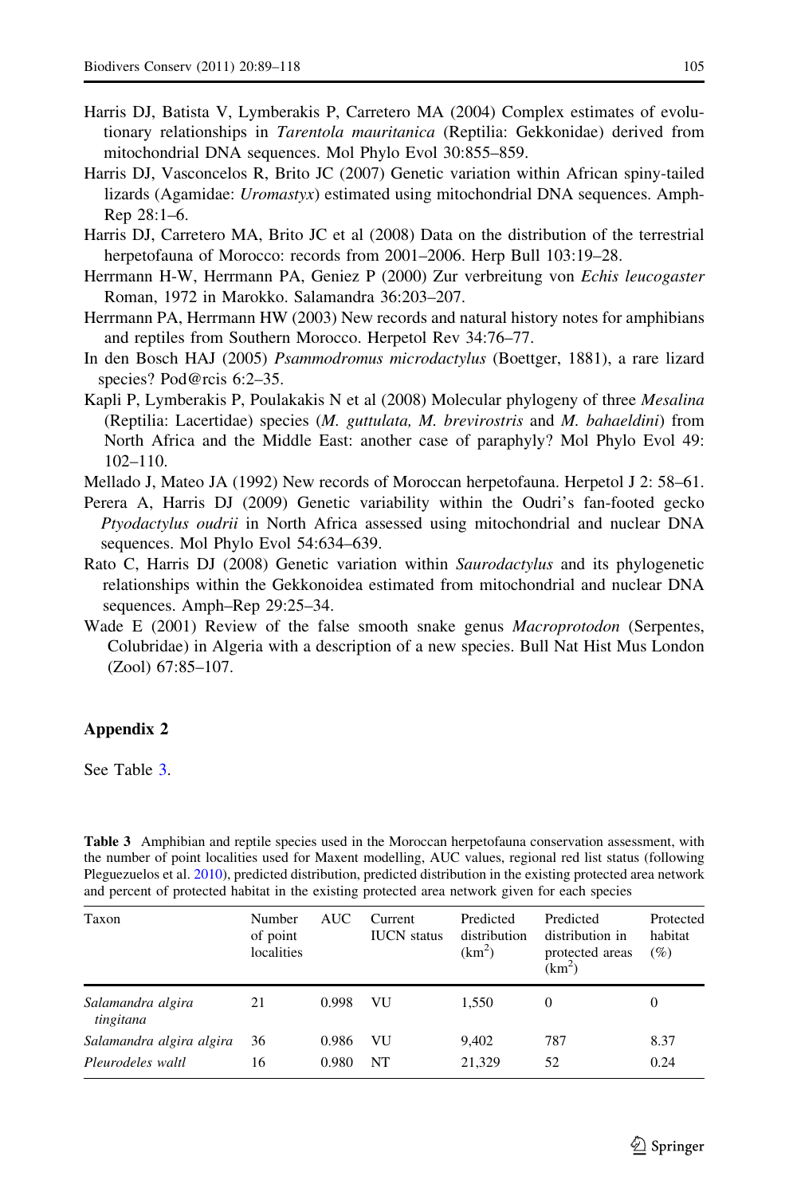Harris DJ, Batista V, Lymberakis P, Carretero MA (2004) Complex estimates of evolutionary relationships in *Tarentola mauritanica* (Reptilia: Gekkonidae) derived from mitochondrial DNA sequences. Mol Phylo Evol 30:855–859.

Harris DJ, Vasconcelos R, Brito JC (2007) Genetic variation within African spiny-tailed lizards (Agamidae: *Uromastyx*) estimated using mitochondrial DNA sequences. Amph-Rep 28:1–6.

Harris DJ, Carretero MA, Brito JC et al (2008) Data on the distribution of the terrestrial herpetofauna of Morocco: records from 2001–2006. Herp Bull 103:19–28.

Herrmann H-W, Herrmann PA, Geniez P (2000) Zur verbreitung von *Echis leucogaster* Roman, 1972 in Marokko. Salamandra 36:203–207.

Herrmann PA, Herrmann HW (2003) New records and natural history notes for amphibians and reptiles from Southern Morocco. Herpetol Rev 34:76–77.

In den Bosch HAJ (2005) *Psammodromus microdactylus* (Boettger, 1881), a rare lizard species? Pod@rcis 6:2–35.

Kapli P, Lymberakis P, Poulakakis N et al (2008) Molecular phylogeny of three *Mesalina* (Reptilia: Lacertidae) species (*M. guttulata, M. brevirostris* and *M. bahaeldini*) from North Africa and the Middle East: another case of paraphyly? Mol Phylo Evol 49: 102–110.

Mellado J, Mateo JA (1992) New records of Moroccan herpetofauna. Herpetol J 2: 58–61.

Perera A, Harris DJ (2009) Genetic variability within the Oudri's fan-footed gecko *Ptyodactylus oudrii* in North Africa assessed using mitochondrial and nuclear DNA sequences. Mol Phylo Evol 54:634–639.

Rato C, Harris DJ (2008) Genetic variation within *Saurodactylus* and its phylogenetic relationships within the Gekkonoidea estimated from mitochondrial and nuclear DNA sequences. Amph–Rep 29:25–34.

Wade E (2001) Review of the false smooth snake genus *Macroprotodon* (Serpentes, Colubridae) in Algeria with a description of a new species. Bull Nat Hist Mus London (Zool) 67:85–107.

## Appendix 2

See Table 3.

**Table 3** Amphibian and reptile species used in the Moroccan herpetofauna conservation assessment, with the number of point localities used for Maxent modelling, AUC values, regional red list status (following Pleguezuelos et al. 2010), predicted distribution, predicted distribution in the existing protected area network and percent of protected habitat in the existing protected area network given for each species

| Taxon | Number of point localities | AUC | Current IUCN status | Predicted distribution (km$^2$) | Predicted distribution in protected areas (km$^2$) | Protected habitat (%) |
|---|---|---|---|---|---|---|
| *Salamandra algira tingitana* | 21 | 0.998 | VU | 1,550 | 0 | 0 |
| *Salamandra algira algira* | 36 | 0.986 | VU | 9,402 | 787 | 8.37 |
| *Pleurodeles waltl* | 16 | 0.980 | NT | 21,329 | 52 | 0.24 |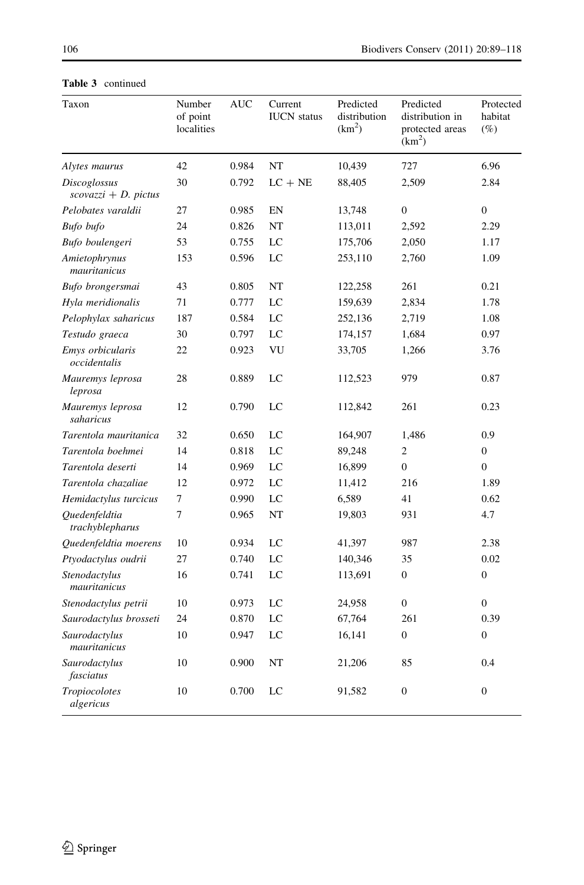**Table 3** continued

| Taxon | Number of point localities | AUC | Current IUCN status | Predicted distribution ($km^2$) | Predicted distribution in protected areas ($km^2$) | Protected habitat (%) |
|---|---|---|---|---|---|---|
| *Alytes maurus* | 42 | 0.984 | NT | 10,439 | 727 | 6.96 |
| *Discoglossus scovazzi + D. pictus* | 30 | 0.792 | LC + NE | 88,405 | 2,509 | 2.84 |
| *Pelobates varaldii* | 27 | 0.985 | EN | 13,748 | 0 | 0 |
| *Bufo bufo* | 24 | 0.826 | NT | 113,011 | 2,592 | 2.29 |
| *Bufo boulengeri* | 53 | 0.755 | LC | 175,706 | 2,050 | 1.17 |
| *Amietophrynus mauritanicus* | 153 | 0.596 | LC | 253,110 | 2,760 | 1.09 |
| *Bufo brongersmai* | 43 | 0.805 | NT | 122,258 | 261 | 0.21 |
| *Hyla meridionalis* | 71 | 0.777 | LC | 159,639 | 2,834 | 1.78 |
| *Pelophylax saharicus* | 187 | 0.584 | LC | 252,136 | 2,719 | 1.08 |
| *Testudo graeca* | 30 | 0.797 | LC | 174,157 | 1,684 | 0.97 |
| *Emys orbicularis occidentalis* | 22 | 0.923 | VU | 33,705 | 1,266 | 3.76 |
| *Mauremys leprosa leprosa* | 28 | 0.889 | LC | 112,523 | 979 | 0.87 |
| *Mauremys leprosa saharicus* | 12 | 0.790 | LC | 112,842 | 261 | 0.23 |
| *Tarentola mauritanica* | 32 | 0.650 | LC | 164,907 | 1,486 | 0.9 |
| *Tarentola boehmei* | 14 | 0.818 | LC | 89,248 | 2 | 0 |
| *Tarentola deserti* | 14 | 0.969 | LC | 16,899 | 0 | 0 |
| *Tarentola chazaliae* | 12 | 0.972 | LC | 11,412 | 216 | 1.89 |
| *Hemidactylus turcicus* | 7 | 0.990 | LC | 6,589 | 41 | 0.62 |
| *Quedenfeldtia trachyblepharus* | 7 | 0.965 | NT | 19,803 | 931 | 4.7 |
| *Quedenfeldtia moerens* | 10 | 0.934 | LC | 41,397 | 987 | 2.38 |
| *Ptyodactylus oudrii* | 27 | 0.740 | LC | 140,346 | 35 | 0.02 |
| *Stenodactylus mauritanicus* | 16 | 0.741 | LC | 113,691 | 0 | 0 |
| *Stenodactylus petrii* | 10 | 0.973 | LC | 24,958 | 0 | 0 |
| *Saurodactylus brosseti* | 24 | 0.870 | LC | 67,764 | 261 | 0.39 |
| *Saurodactylus mauritanicus* | 10 | 0.947 | LC | 16,141 | 0 | 0 |
| *Saurodactylus fasciatus* | 10 | 0.900 | NT | 21,206 | 85 | 0.4 |
| *Tropiocolotes algericus* | 10 | 0.700 | LC | 91,582 | 0 | 0 |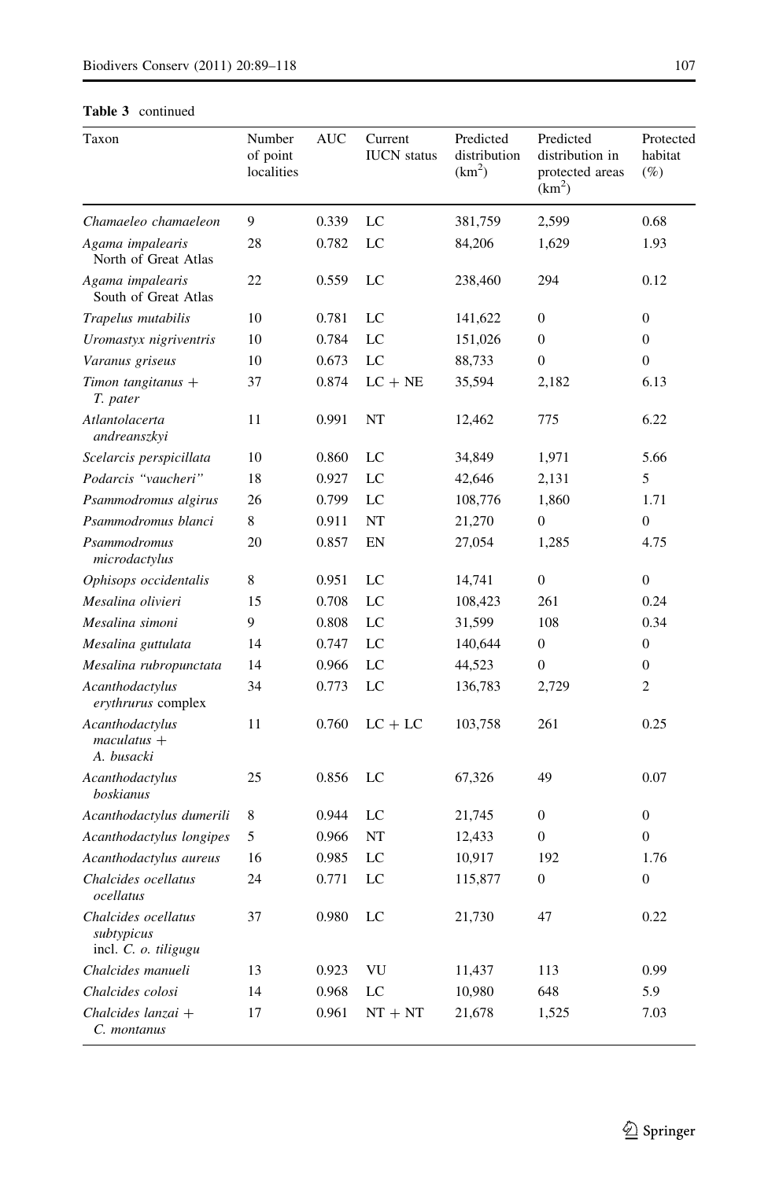**Table 3** continued

| Taxon | Number of point localities | AUC | Current IUCN status | Predicted distribution ($km^2$) | Predicted distribution in protected areas ($km^2$) | Protected habitat (%) |
|---|---|---|---|---|---|---|
| *Chamaeleo chamaeleon* | 9 | 0.339 | LC | 381,759 | 2,599 | 0.68 |
| *Agama impalearis* North of Great Atlas | 28 | 0.782 | LC | 84,206 | 1,629 | 1.93 |
| *Agama impalearis* South of Great Atlas | 22 | 0.559 | LC | 238,460 | 294 | 0.12 |
| *Trapelus mutabilis* | 10 | 0.781 | LC | 141,622 | 0 | 0 |
| *Uromastyx nigriventris* | 10 | 0.784 | LC | 151,026 | 0 | 0 |
| *Varanus griseus* | 10 | 0.673 | LC | 88,733 | 0 | 0 |
| *Timon tangitanus* + *T. pater* | 37 | 0.874 | LC + NE | 35,594 | 2,182 | 6.13 |
| *Atlantolacerta andreanszkyi* | 11 | 0.991 | NT | 12,462 | 775 | 6.22 |
| *Scelarcis perspicillata* | 10 | 0.860 | LC | 34,849 | 1,971 | 5.66 |
| *Podarcis "vaucheri"* | 18 | 0.927 | LC | 42,646 | 2,131 | 5 |
| *Psammodromus algirus* | 26 | 0.799 | LC | 108,776 | 1,860 | 1.71 |
| *Psammodromus blanci* | 8 | 0.911 | NT | 21,270 | 0 | 0 |
| *Psammodromus microdactylus* | 20 | 0.857 | EN | 27,054 | 1,285 | 4.75 |
| *Ophisops occidentalis* | 8 | 0.951 | LC | 14,741 | 0 | 0 |
| *Mesalina olivieri* | 15 | 0.708 | LC | 108,423 | 261 | 0.24 |
| *Mesalina simoni* | 9 | 0.808 | LC | 31,599 | 108 | 0.34 |
| *Mesalina guttulata* | 14 | 0.747 | LC | 140,644 | 0 | 0 |
| *Mesalina rubropunctata* | 14 | 0.966 | LC | 44,523 | 0 | 0 |
| *Acanthodactylus erythrurus* complex | 34 | 0.773 | LC | 136,783 | 2,729 | 2 |
| *Acanthodactylus maculatus* + *A. busacki* | 11 | 0.760 | LC + LC | 103,758 | 261 | 0.25 |
| *Acanthodactylus boskianus* | 25 | 0.856 | LC | 67,326 | 49 | 0.07 |
| *Acanthodactylus dumerili* | 8 | 0.944 | LC | 21,745 | 0 | 0 |
| *Acanthodactylus longipes* | 5 | 0.966 | NT | 12,433 | 0 | 0 |
| *Acanthodactylus aureus* | 16 | 0.985 | LC | 10,917 | 192 | 1.76 |
| *Chalcides ocellatus ocellatus* | 24 | 0.771 | LC | 115,877 | 0 | 0 |
| *Chalcides ocellatus subtypicus* incl. *C. o. tiligugu* | 37 | 0.980 | LC | 21,730 | 47 | 0.22 |
| *Chalcides manueli* | 13 | 0.923 | VU | 11,437 | 113 | 0.99 |
| *Chalcides colosi* | 14 | 0.968 | LC | 10,980 | 648 | 5.9 |
| *Chalcides lanzai* + *C. montanus* | 17 | 0.961 | NT + NT | 21,678 | 1,525 | 7.03 |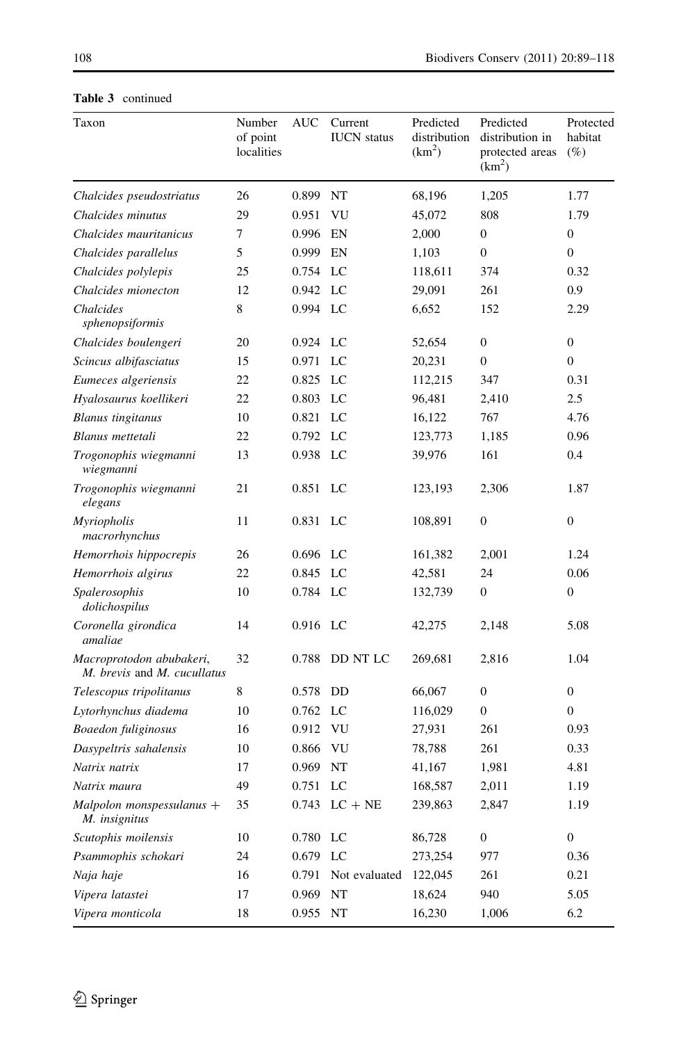**Table 3** continued

| Taxon | Number of point localities | AUC | Current IUCN status | Predicted distribution (km$^2$) | Predicted distribution in protected areas (km$^2$) | Protected habitat (%) |
|---|---|---|---|---|---|---|
| *Chalcides pseudostriatus* | 26 | 0.899 | NT | 68,196 | 1,205 | 1.77 |
| *Chalcides minutus* | 29 | 0.951 | VU | 45,072 | 808 | 1.79 |
| *Chalcides mauritanicus* | 7 | 0.996 | EN | 2,000 | 0 | 0 |
| *Chalcides parallelus* | 5 | 0.999 | EN | 1,103 | 0 | 0 |
| *Chalcides polylepis* | 25 | 0.754 | LC | 118,611 | 374 | 0.32 |
| *Chalcides mionecton* | 12 | 0.942 | LC | 29,091 | 261 | 0.9 |
| *Chalcides sphenopsiformis* | 8 | 0.994 | LC | 6,652 | 152 | 2.29 |
| *Chalcides boulengeri* | 20 | 0.924 | LC | 52,654 | 0 | 0 |
| *Scincus albifasciatus* | 15 | 0.971 | LC | 20,231 | 0 | 0 |
| *Eumeces algeriensis* | 22 | 0.825 | LC | 112,215 | 347 | 0.31 |
| *Hyalosaurus koellikeri* | 22 | 0.803 | LC | 96,481 | 2,410 | 2.5 |
| *Blanus tingitanus* | 10 | 0.821 | LC | 16,122 | 767 | 4.76 |
| *Blanus mettetali* | 22 | 0.792 | LC | 123,773 | 1,185 | 0.96 |
| *Trogonophis wiegmanni wiegmanni* | 13 | 0.938 | LC | 39,976 | 161 | 0.4 |
| *Trogonophis wiegmanni elegans* | 21 | 0.851 | LC | 123,193 | 2,306 | 1.87 |
| *Myriopholis macrorhynchus* | 11 | 0.831 | LC | 108,891 | 0 | 0 |
| *Hemorrhois hippocrepis* | 26 | 0.696 | LC | 161,382 | 2,001 | 1.24 |
| *Hemorrhois algirus* | 22 | 0.845 | LC | 42,581 | 24 | 0.06 |
| *Spalerosophis dolichospilus* | 10 | 0.784 | LC | 132,739 | 0 | 0 |
| *Coronella girondica amaliae* | 14 | 0.916 | LC | 42,275 | 2,148 | 5.08 |
| *Macroprotodon abubakeri, M. brevis* and *M. cucullatus* | 32 | 0.788 | DD NT LC | 269,681 | 2,816 | 1.04 |
| *Telescopus tripolitanus* | 8 | 0.578 | DD | 66,067 | 0 | 0 |
| *Lytorhynchus diadema* | 10 | 0.762 | LC | 116,029 | 0 | 0 |
| *Boaedon fuliginosus* | 16 | 0.912 | VU | 27,931 | 261 | 0.93 |
| *Dasypeltris sahalensis* | 10 | 0.866 | VU | 78,788 | 261 | 0.33 |
| *Natrix natrix* | 17 | 0.969 | NT | 41,167 | 1,981 | 4.81 |
| *Natrix maura* | 49 | 0.751 | LC | 168,587 | 2,011 | 1.19 |
| *Malpolon monspessulanus* + *M. insignitus* | 35 | 0.743 | LC + NE | 239,863 | 2,847 | 1.19 |
| *Scutophis moilensis* | 10 | 0.780 | LC | 86,728 | 0 | 0 |
| *Psammophis schokari* | 24 | 0.679 | LC | 273,254 | 977 | 0.36 |
| *Naja haje* | 16 | 0.791 | Not evaluated | 122,045 | 261 | 0.21 |
| *Vipera latastei* | 17 | 0.969 | NT | 18,624 | 940 | 5.05 |
| *Vipera monticola* | 18 | 0.955 | NT | 16,230 | 1,006 | 6.2 |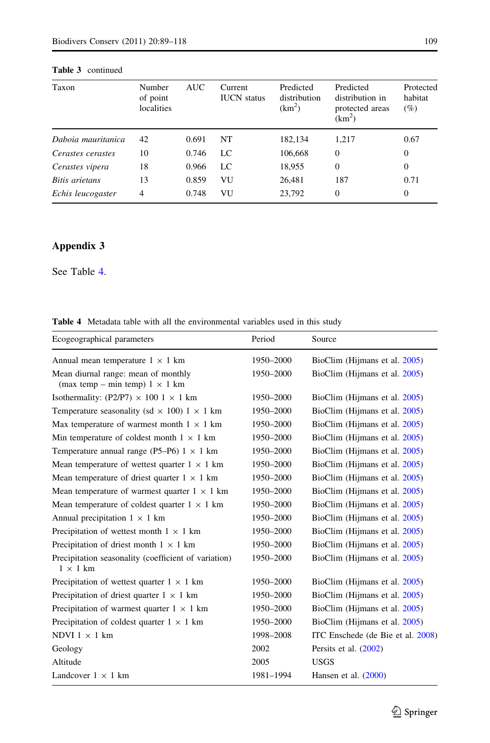**Table 3** continued

| Taxon | Number of point localities | AUC | Current IUCN status | Predicted distribution ($km^2$) | Predicted distribution in protected areas ($km^2$) | Protected habitat (%) |
|---|---|---|---|---|---|---|
| *Daboia mauritanica* | 42 | 0.691 | NT | 182,134 | 1,217 | 0.67 |
| *Cerastes cerastes* | 10 | 0.746 | LC | 106,668 | 0 | 0 |
| *Cerastes vipera* | 18 | 0.966 | LC | 18,955 | 0 | 0 |
| *Bitis arietans* | 13 | 0.859 | VU | 26,481 | 187 | 0.71 |
| *Echis leucogaster* | 4 | 0.748 | VU | 23,792 | 0 | 0 |

## Appendix 3

See Table 4.

**Table 4** Metadata table with all the environmental variables used in this study

| Ecogeographical parameters | Period | Source |
|---|---|---|
| Annual mean temperature 1 × 1 km | 1950–2000 | BioClim (Hijmans et al. 2005) |
| Mean diurnal range: mean of monthly (max temp – min temp) 1 × 1 km | 1950–2000 | BioClim (Hijmans et al. 2005) |
| Isothermality: (P2/P7) × 100 1 × 1 km | 1950–2000 | BioClim (Hijmans et al. 2005) |
| Temperature seasonality (sd × 100) 1 × 1 km | 1950–2000 | BioClim (Hijmans et al. 2005) |
| Max temperature of warmest month 1 × 1 km | 1950–2000 | BioClim (Hijmans et al. 2005) |
| Min temperature of coldest month 1 × 1 km | 1950–2000 | BioClim (Hijmans et al. 2005) |
| Temperature annual range (P5–P6) 1 × 1 km | 1950–2000 | BioClim (Hijmans et al. 2005) |
| Mean temperature of wettest quarter 1 × 1 km | 1950–2000 | BioClim (Hijmans et al. 2005) |
| Mean temperature of driest quarter 1 × 1 km | 1950–2000 | BioClim (Hijmans et al. 2005) |
| Mean temperature of warmest quarter 1 × 1 km | 1950–2000 | BioClim (Hijmans et al. 2005) |
| Mean temperature of coldest quarter 1 × 1 km | 1950–2000 | BioClim (Hijmans et al. 2005) |
| Annual precipitation 1 × 1 km | 1950–2000 | BioClim (Hijmans et al. 2005) |
| Precipitation of wettest month 1 × 1 km | 1950–2000 | BioClim (Hijmans et al. 2005) |
| Precipitation of driest month 1 × 1 km | 1950–2000 | BioClim (Hijmans et al. 2005) |
| Precipitation seasonality (coefficient of variation) 1 × 1 km | 1950–2000 | BioClim (Hijmans et al. 2005) |
| Precipitation of wettest quarter 1 × 1 km | 1950–2000 | BioClim (Hijmans et al. 2005) |
| Precipitation of driest quarter 1 × 1 km | 1950–2000 | BioClim (Hijmans et al. 2005) |
| Precipitation of warmest quarter 1 × 1 km | 1950–2000 | BioClim (Hijmans et al. 2005) |
| Precipitation of coldest quarter 1 × 1 km | 1950–2000 | BioClim (Hijmans et al. 2005) |
| NDVI 1 × 1 km | 1998–2008 | ITC Enschede (de Bie et al. 2008) |
| Geology | 2002 | Persits et al. (2002) |
| Altitude | 2005 | USGS |
| Landcover 1 × 1 km | 1981–1994 | Hansen et al. (2000) |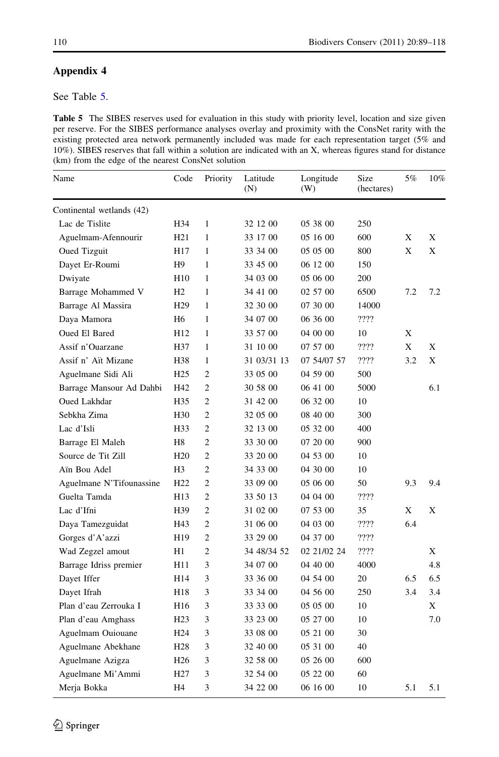## Appendix 4

See Table 5.

**Table 5** The SIBES reserves used for evaluation in this study with priority level, location and size given per reserve. For the SIBES performance analyses overlay and proximity with the ConsNet rarity with the existing protected area network permanently included was made for each representation target (5% and 10%). SIBES reserves that fall within a solution are indicated with an X, whereas figures stand for distance (km) from the edge of the nearest ConsNet solution

| Name | Code | Priority | Latitude (N) | Longitude (W) | Size (hectares) | 5% | 10% |
|---|---|---|---|---|---|---|---|
| Continental wetlands (42) | | | | | | | |
| Lac de Tislite | H34 | 1 | 32 12 00 | 05 38 00 | 250 | | |
| Aguelmam-Afennourir | H21 | 1 | 33 17 00 | 05 16 00 | 600 | X | X |
| Oued Tizguit | H17 | 1 | 33 34 00 | 05 05 00 | 800 | X | X |
| Dayet Er-Roumi | H9 | 1 | 33 45 00 | 06 12 00 | 150 | | |
| Dwiyate | H10 | 1 | 34 03 00 | 05 06 00 | 200 | | |
| Barrage Mohammed V | H2 | 1 | 34 41 00 | 02 57 00 | 6500 | 7.2 | 7.2 |
| Barrage Al Massira | H29 | 1 | 32 30 00 | 07 30 00 | 14000 | | |
| Daya Mamora | H6 | 1 | 34 07 00 | 06 36 00 | ???? | | |
| Oued El Bared | H12 | 1 | 33 57 00 | 04 00 00 | 10 | X | |
| Assif n'Ouarzane | H37 | 1 | 31 10 00 | 07 57 00 | ???? | X | X |
| Assif n' Aït Mizane | H38 | 1 | 31 03/31 13 | 07 54/07 57 | ???? | 3.2 | X |
| Aguelmane Sidi Ali | H25 | 2 | 33 05 00 | 04 59 00 | 500 | | |
| Barrage Mansour Ad Dahbi | H42 | 2 | 30 58 00 | 06 41 00 | 5000 | | 6.1 |
| Oued Lakhdar | H35 | 2 | 31 42 00 | 06 32 00 | 10 | | |
| Sebkha Zima | H30 | 2 | 32 05 00 | 08 40 00 | 300 | | |
| Lac d'Isli | H33 | 2 | 32 13 00 | 05 32 00 | 400 | | |
| Barrage El Maleh | H8 | 2 | 33 30 00 | 07 20 00 | 900 | | |
| Source de Tit Zill | H20 | 2 | 33 20 00 | 04 53 00 | 10 | | |
| Aïn Bou Adel | H3 | 2 | 34 33 00 | 04 30 00 | 10 | | |
| Aguelmane N'Tifounassine | H22 | 2 | 33 09 00 | 05 06 00 | 50 | 9.3 | 9.4 |
| Guelta Tamda | H13 | 2 | 33 50 13 | 04 04 00 | ???? | | |
| Lac d'Ifni | H39 | 2 | 31 02 00 | 07 53 00 | 35 | X | X |
| Daya Tamezguidat | H43 | 2 | 31 06 00 | 04 03 00 | ???? | 6.4 | |
| Gorges d'A'azzi | H19 | 2 | 33 29 00 | 04 37 00 | ???? | | |
| Wad Zegzel amout | H1 | 2 | 34 48/34 52 | 02 21/02 24 | ???? | | X |
| Barrage Idriss premier | H11 | 3 | 34 07 00 | 04 40 00 | 4000 | | 4.8 |
| Dayet Iffer | H14 | 3 | 33 36 00 | 04 54 00 | 20 | 6.5 | 6.5 |
| Dayet Ifrah | H18 | 3 | 33 34 00 | 04 56 00 | 250 | 3.4 | 3.4 |
| Plan d'eau Zerrouka I | H16 | 3 | 33 33 00 | 05 05 00 | 10 | | X |
| Plan d'eau Amghass | H23 | 3 | 33 23 00 | 05 27 00 | 10 | | 7.0 |
| Aguelmam Ouiouane | H24 | 3 | 33 08 00 | 05 21 00 | 30 | | |
| Aguelmane Abekhane | H28 | 3 | 32 40 00 | 05 31 00 | 40 | | |
| Aguelmane Azigza | H26 | 3 | 32 58 00 | 05 26 00 | 600 | | |
| Aguelmane Mi'Ammi | H27 | 3 | 32 54 00 | 05 22 00 | 60 | | |
| Merja Bokka | H4 | 3 | 34 22 00 | 06 16 00 | 10 | 5.1 | 5.1 |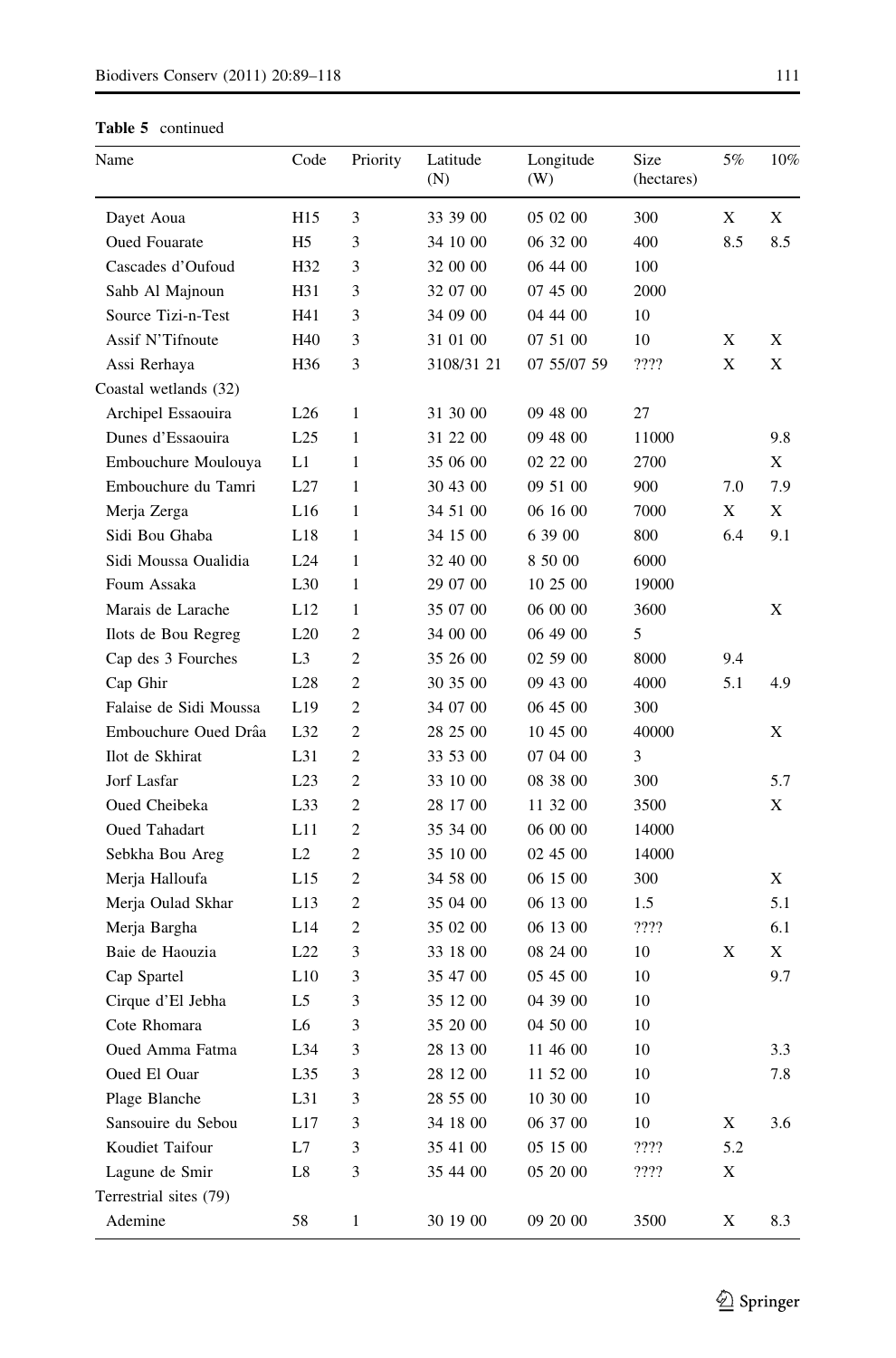**Table 5** continued

| Name | Code | Priority | Latitude (N) | Longitude (W) | Size (hectares) | 5% | 10% |
|---|---|---|---|---|---|---|---|
| Dayet Aoua | H15 | 3 | 33 39 00 | 05 02 00 | 300 | X | X |
| Oued Fouarate | H5 | 3 | 34 10 00 | 06 32 00 | 400 | 8.5 | 8.5 |
| Cascades d'Oufoud | H32 | 3 | 32 00 00 | 06 44 00 | 100 | | |
| Sahb Al Majnoun | H31 | 3 | 32 07 00 | 07 45 00 | 2000 | | |
| Source Tizi-n-Test | H41 | 3 | 34 09 00 | 04 44 00 | 10 | | |
| Assif N'Tifnoute | H40 | 3 | 31 01 00 | 07 51 00 | 10 | X | X |
| Assi Rerhaya | H36 | 3 | 3108/31 21 | 07 55/07 59 | ???? | X | X |
| Coastal wetlands (32) | | | | | | | |
| Archipel Essaouira | L26 | 1 | 31 30 00 | 09 48 00 | 27 | | |
| Dunes d'Essaouira | L25 | 1 | 31 22 00 | 09 48 00 | 11000 | | 9.8 |
| Embouchure Moulouya | L1 | 1 | 35 06 00 | 02 22 00 | 2700 | | X |
| Embouchure du Tamri | L27 | 1 | 30 43 00 | 09 51 00 | 900 | 7.0 | 7.9 |
| Merja Zerga | L16 | 1 | 34 51 00 | 06 16 00 | 7000 | X | X |
| Sidi Bou Ghaba | L18 | 1 | 34 15 00 | 6 39 00 | 800 | 6.4 | 9.1 |
| Sidi Moussa Oualidia | L24 | 1 | 32 40 00 | 8 50 00 | 6000 | | |
| Foum Assaka | L30 | 1 | 29 07 00 | 10 25 00 | 19000 | | |
| Marais de Larache | L12 | 1 | 35 07 00 | 06 00 00 | 3600 | | X |
| Ilots de Bou Regreg | L20 | 2 | 34 00 00 | 06 49 00 | 5 | | |
| Cap des 3 Fourches | L3 | 2 | 35 26 00 | 02 59 00 | 8000 | 9.4 | |
| Cap Ghir | L28 | 2 | 30 35 00 | 09 43 00 | 4000 | 5.1 | 4.9 |
| Falaise de Sidi Moussa | L19 | 2 | 34 07 00 | 06 45 00 | 300 | | |
| Embouchure Oued Drâa | L32 | 2 | 28 25 00 | 10 45 00 | 40000 | | X |
| Ilot de Skhirat | L31 | 2 | 33 53 00 | 07 04 00 | 3 | | |
| Jorf Lasfar | L23 | 2 | 33 10 00 | 08 38 00 | 300 | | 5.7 |
| Oued Cheibeka | L33 | 2 | 28 17 00 | 11 32 00 | 3500 | | X |
| Oued Tahadart | L11 | 2 | 35 34 00 | 06 00 00 | 14000 | | |
| Sebkha Bou Areg | L2 | 2 | 35 10 00 | 02 45 00 | 14000 | | |
| Merja Halloufa | L15 | 2 | 34 58 00 | 06 15 00 | 300 | | X |
| Merja Oulad Skhar | L13 | 2 | 35 04 00 | 06 13 00 | 1.5 | | 5.1 |
| Merja Bargha | L14 | 2 | 35 02 00 | 06 13 00 | ???? | | 6.1 |
| Baie de Haouzia | L22 | 3 | 33 18 00 | 08 24 00 | 10 | X | X |
| Cap Spartel | L10 | 3 | 35 47 00 | 05 45 00 | 10 | | 9.7 |
| Cirque d'El Jebha | L5 | 3 | 35 12 00 | 04 39 00 | 10 | | |
| Cote Rhomara | L6 | 3 | 35 20 00 | 04 50 00 | 10 | | |
| Oued Amma Fatma | L34 | 3 | 28 13 00 | 11 46 00 | 10 | | 3.3 |
| Oued El Ouar | L35 | 3 | 28 12 00 | 11 52 00 | 10 | | 7.8 |
| Plage Blanche | L31 | 3 | 28 55 00 | 10 30 00 | 10 | | |
| Sansouire du Sebou | L17 | 3 | 34 18 00 | 06 37 00 | 10 | X | 3.6 |
| Koudiet Taifour | L7 | 3 | 35 41 00 | 05 15 00 | ???? | 5.2 | |
| Lagune de Smir | L8 | 3 | 35 44 00 | 05 20 00 | ???? | X | |
| Terrestrial sites (79) | | | | | | | |
| Ademine | 58 | 1 | 30 19 00 | 09 20 00 | 3500 | X | 8.3 |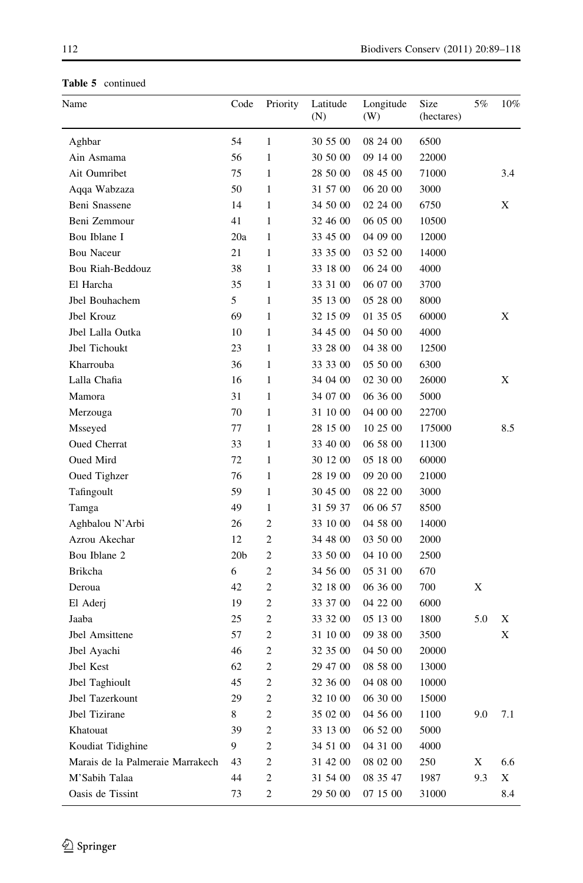**Table 5** continued

| Name | Code | Priority | Latitude (N) | Longitude (W) | Size (hectares) | 5% | 10% |
|---|---|---|---|---|---|---|---|
| Aghbar | 54 | 1 | 30 55 00 | 08 24 00 | 6500 | | |
| Ain Asmama | 56 | 1 | 30 50 00 | 09 14 00 | 22000 | | |
| Ait Oumribet | 75 | 1 | 28 50 00 | 08 45 00 | 71000 | | 3.4 |
| Aqqa Wabzaza | 50 | 1 | 31 57 00 | 06 20 00 | 3000 | | |
| Beni Snassene | 14 | 1 | 34 50 00 | 02 24 00 | 6750 | | X |
| Beni Zemmour | 41 | 1 | 32 46 00 | 06 05 00 | 10500 | | |
| Bou Iblane I | 20a | 1 | 33 45 00 | 04 09 00 | 12000 | | |
| Bou Naceur | 21 | 1 | 33 35 00 | 03 52 00 | 14000 | | |
| Bou Riah-Beddouz | 38 | 1 | 33 18 00 | 06 24 00 | 4000 | | |
| El Harcha | 35 | 1 | 33 31 00 | 06 07 00 | 3700 | | |
| Jbel Bouhachem | 5 | 1 | 35 13 00 | 05 28 00 | 8000 | | |
| Jbel Krouz | 69 | 1 | 32 15 09 | 01 35 05 | 60000 | | X |
| Jbel Lalla Outka | 10 | 1 | 34 45 00 | 04 50 00 | 4000 | | |
| Jbel Tichoukt | 23 | 1 | 33 28 00 | 04 38 00 | 12500 | | |
| Kharrouba | 36 | 1 | 33 33 00 | 05 50 00 | 6300 | | |
| Lalla Chafia | 16 | 1 | 34 04 00 | 02 30 00 | 26000 | | X |
| Mamora | 31 | 1 | 34 07 00 | 06 36 00 | 5000 | | |
| Merzouga | 70 | 1 | 31 10 00 | 04 00 00 | 22700 | | |
| Msseyed | 77 | 1 | 28 15 00 | 10 25 00 | 175000 | | 8.5 |
| Oued Cherrat | 33 | 1 | 33 40 00 | 06 58 00 | 11300 | | |
| Oued Mird | 72 | 1 | 30 12 00 | 05 18 00 | 60000 | | |
| Oued Tighzer | 76 | 1 | 28 19 00 | 09 20 00 | 21000 | | |
| Tafingoult | 59 | 1 | 30 45 00 | 08 22 00 | 3000 | | |
| Tamga | 49 | 1 | 31 59 37 | 06 06 57 | 8500 | | |
| Aghbalou N'Arbi | 26 | 2 | 33 10 00 | 04 58 00 | 14000 | | |
| Azrou Akechar | 12 | 2 | 34 48 00 | 03 50 00 | 2000 | | |
| Bou Iblane 2 | 20b | 2 | 33 50 00 | 04 10 00 | 2500 | | |
| Brikcha | 6 | 2 | 34 56 00 | 05 31 00 | 670 | | |
| Deroua | 42 | 2 | 32 18 00 | 06 36 00 | 700 | X | |
| El Aderj | 19 | 2 | 33 37 00 | 04 22 00 | 6000 | | |
| Jaaba | 25 | 2 | 33 32 00 | 05 13 00 | 1800 | 5.0 | X |
| Jbel Amsittene | 57 | 2 | 31 10 00 | 09 38 00 | 3500 | | X |
| Jbel Ayachi | 46 | 2 | 32 35 00 | 04 50 00 | 20000 | | |
| Jbel Kest | 62 | 2 | 29 47 00 | 08 58 00 | 13000 | | |
| Jbel Taghioult | 45 | 2 | 32 36 00 | 04 08 00 | 10000 | | |
| Jbel Tazerkount | 29 | 2 | 32 10 00 | 06 30 00 | 15000 | | |
| Jbel Tizirane | 8 | 2 | 35 02 00 | 04 56 00 | 1100 | 9.0 | 7.1 |
| Khatouat | 39 | 2 | 33 13 00 | 06 52 00 | 5000 | | |
| Koudiat Tidighine | 9 | 2 | 34 51 00 | 04 31 00 | 4000 | | |
| Marais de la Palmeraie Marrakech | 43 | 2 | 31 42 00 | 08 02 00 | 250 | X | 6.6 |
| M'Sabih Talaa | 44 | 2 | 31 54 00 | 08 35 47 | 1987 | 9.3 | X |
| Oasis de Tissint | 73 | 2 | 29 50 00 | 07 15 00 | 31000 | | 8.4 |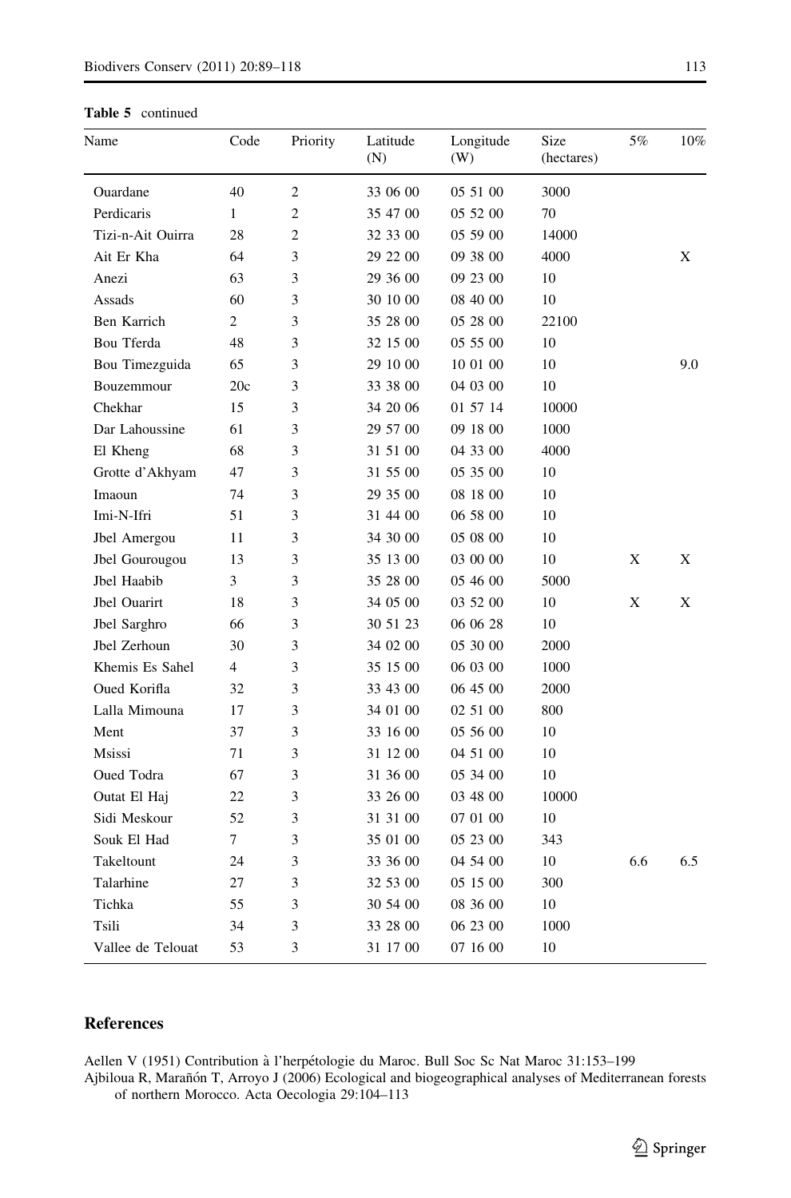**Table 5** continued

| Name | Code | Priority | Latitude (N) | Longitude (W) | Size (hectares) | 5% | 10% |
|---|---|---|---|---|---|---|---|
| Ouardane | 40 | 2 | 33 06 00 | 05 51 00 | 3000 | | |
| Perdicaris | 1 | 2 | 35 47 00 | 05 52 00 | 70 | | |
| Tizi-n-Ait Ouirra | 28 | 2 | 32 33 00 | 05 59 00 | 14000 | | |
| Ait Er Kha | 64 | 3 | 29 22 00 | 09 38 00 | 4000 | | X |
| Anezi | 63 | 3 | 29 36 00 | 09 23 00 | 10 | | |
| Assads | 60 | 3 | 30 10 00 | 08 40 00 | 10 | | |
| Ben Karrich | 2 | 3 | 35 28 00 | 05 28 00 | 22100 | | |
| Bou Tferda | 48 | 3 | 32 15 00 | 05 55 00 | 10 | | |
| Bou Timezguida | 65 | 3 | 29 10 00 | 10 01 00 | 10 | | 9.0 |
| Bouzemmour | 20c | 3 | 33 38 00 | 04 03 00 | 10 | | |
| Chekhar | 15 | 3 | 34 20 06 | 01 57 14 | 10000 | | |
| Dar Lahoussine | 61 | 3 | 29 57 00 | 09 18 00 | 1000 | | |
| El Kheng | 68 | 3 | 31 51 00 | 04 33 00 | 4000 | | |
| Grotte d'Akhyam | 47 | 3 | 31 55 00 | 05 35 00 | 10 | | |
| Imaoun | 74 | 3 | 29 35 00 | 08 18 00 | 10 | | |
| Imi-N-Ifri | 51 | 3 | 31 44 00 | 06 58 00 | 10 | | |
| Jbel Amergou | 11 | 3 | 34 30 00 | 05 08 00 | 10 | | |
| Jbel Gourougou | 13 | 3 | 35 13 00 | 03 00 00 | 10 | X | X |
| Jbel Haabib | 3 | 3 | 35 28 00 | 05 46 00 | 5000 | | |
| Jbel Ouarirt | 18 | 3 | 34 05 00 | 03 52 00 | 10 | X | X |
| Jbel Sarghro | 66 | 3 | 30 51 23 | 06 06 28 | 10 | | |
| Jbel Zerhoun | 30 | 3 | 34 02 00 | 05 30 00 | 2000 | | |
| Khemis Es Sahel | 4 | 3 | 35 15 00 | 06 03 00 | 1000 | | |
| Oued Korifla | 32 | 3 | 33 43 00 | 06 45 00 | 2000 | | |
| Lalla Mimouna | 17 | 3 | 34 01 00 | 02 51 00 | 800 | | |
| Ment | 37 | 3 | 33 16 00 | 05 56 00 | 10 | | |
| Msissi | 71 | 3 | 31 12 00 | 04 51 00 | 10 | | |
| Oued Todra | 67 | 3 | 31 36 00 | 05 34 00 | 10 | | |
| Outat El Haj | 22 | 3 | 33 26 00 | 03 48 00 | 10000 | | |
| Sidi Meskour | 52 | 3 | 31 31 00 | 07 01 00 | 10 | | |
| Souk El Had | 7 | 3 | 35 01 00 | 05 23 00 | 343 | | |
| Takeltount | 24 | 3 | 33 36 00 | 04 54 00 | 10 | 6.6 | 6.5 |
| Talarhine | 27 | 3 | 32 53 00 | 05 15 00 | 300 | | |
| Tichka | 55 | 3 | 30 54 00 | 08 36 00 | 10 | | |
| Tsili | 34 | 3 | 33 28 00 | 06 23 00 | 1000 | | |
| Vallee de Telouat | 53 | 3 | 31 17 00 | 07 16 00 | 10 | | |

## References

Aellen V (1951) Contribution à l'herpétologie du Maroc. Bull Soc Sc Nat Maroc 31:153–199

Ajbiloua R, Marañón T, Arroyo J (2006) Ecological and biogeographical analyses of Mediterranean forests of northern Morocco. Acta Oecologia 29:104–113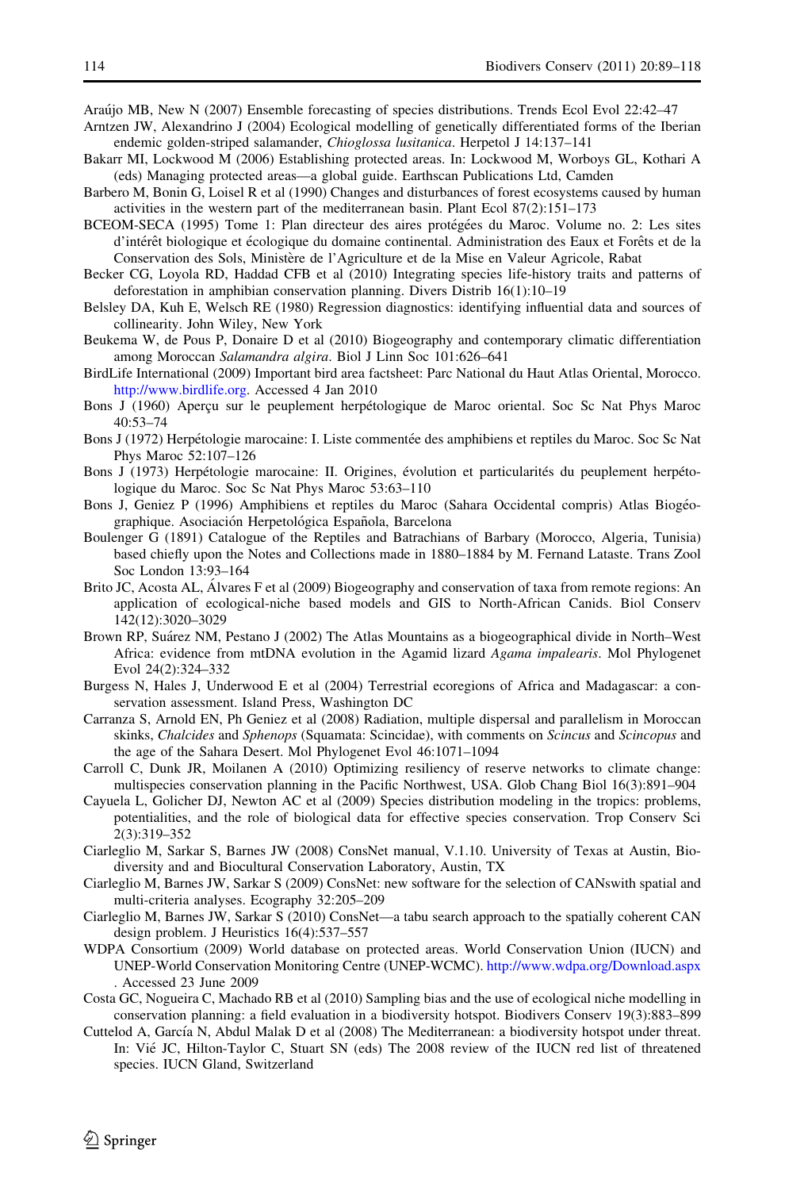Araújo MB, New N (2007) Ensemble forecasting of species distributions. Trends Ecol Evol 22:42–47

Arntzen JW, Alexandrino J (2004) Ecological modelling of genetically differentiated forms of the Iberian endemic golden-striped salamander, *Chioglossa lusitanica*. Herpetol J 14:137–141

Bakarr MI, Lockwood M (2006) Establishing protected areas. In: Lockwood M, Worboys GL, Kothari A (eds) Managing protected areas—a global guide. Earthscan Publications Ltd, Camden

Barbero M, Bonin G, Loisel R et al (1990) Changes and disturbances of forest ecosystems caused by human activities in the western part of the mediterranean basin. Plant Ecol 87(2):151–173

BCEOM-SECA (1995) Tome 1: Plan directeur des aires protégées du Maroc. Volume no. 2: Les sites d'intérêt biologique et écologique du domaine continental. Administration des Eaux et Forêts et de la Conservation des Sols, Ministère de l'Agriculture et de la Mise en Valeur Agricole, Rabat

Becker CG, Loyola RD, Haddad CFB et al (2010) Integrating species life-history traits and patterns of deforestation in amphibian conservation planning. Divers Distrib 16(1):10–19

Belsley DA, Kuh E, Welsch RE (1980) Regression diagnostics: identifying influential data and sources of collinearity. John Wiley, New York

Beukema W, de Pous P, Donaire D et al (2010) Biogeography and contemporary climatic differentiation among Moroccan *Salamandra algira*. Biol J Linn Soc 101:626–641

BirdLife International (2009) Important bird area factsheet: Parc National du Haut Atlas Oriental, Morocco. http://www.birdlife.org. Accessed 4 Jan 2010

Bons J (1960) Aperçu sur le peuplement herpétologique de Maroc oriental. Soc Sc Nat Phys Maroc 40:53–74

Bons J (1972) Herpétologie marocaine: I. Liste commentée des amphibiens et reptiles du Maroc. Soc Sc Nat Phys Maroc 52:107–126

Bons J (1973) Herpétologie marocaine: II. Origines, évolution et particularités du peuplement herpétologique du Maroc. Soc Sc Nat Phys Maroc 53:63–110

Bons J, Geniez P (1996) Amphibiens et reptiles du Maroc (Sahara Occidental compris) Atlas Biogéographique. Asociación Herpetológica Española, Barcelona

Boulenger G (1891) Catalogue of the Reptiles and Batrachians of Barbary (Morocco, Algeria, Tunisia) based chiefly upon the Notes and Collections made in 1880–1884 by M. Fernand Lataste. Trans Zool Soc London 13:93–164

Brito JC, Acosta AL, Álvares F et al (2009) Biogeography and conservation of taxa from remote regions: An application of ecological-niche based models and GIS to North-African Canids. Biol Conserv 142(12):3020–3029

Brown RP, Suárez NM, Pestano J (2002) The Atlas Mountains as a biogeographical divide in North–West Africa: evidence from mtDNA evolution in the Agamid lizard *Agama impalearis*. Mol Phylogenet Evol 24(2):324–332

Burgess N, Hales J, Underwood E et al (2004) Terrestrial ecoregions of Africa and Madagascar: a conservation assessment. Island Press, Washington DC

Carranza S, Arnold EN, Ph Geniez et al (2008) Radiation, multiple dispersal and parallelism in Moroccan skinks, *Chalcides* and *Sphenops* (Squamata: Scincidae), with comments on *Scincus* and *Scincopus* and the age of the Sahara Desert. Mol Phylogenet Evol 46:1071–1094

Carroll C, Dunk JR, Moilanen A (2010) Optimizing resiliency of reserve networks to climate change: multispecies conservation planning in the Pacific Northwest, USA. Glob Chang Biol 16(3):891–904

Cayuela L, Golicher DJ, Newton AC et al (2009) Species distribution modeling in the tropics: problems, potentialities, and the role of biological data for effective species conservation. Trop Conserv Sci 2(3):319–352

Ciarleglio M, Sarkar S, Barnes JW (2008) ConsNet manual, V.1.10. University of Texas at Austin, Biodiversity and and Biocultural Conservation Laboratory, Austin, TX

Ciarleglio M, Barnes JW, Sarkar S (2009) ConsNet: new software for the selection of CANswith spatial and multi-criteria analyses. Ecography 32:205–209

Ciarleglio M, Barnes JW, Sarkar S (2010) ConsNet—a tabu search approach to the spatially coherent CAN design problem. J Heuristics 16(4):537–557

WDPA Consortium (2009) World database on protected areas. World Conservation Union (IUCN) and UNEP-World Conservation Monitoring Centre (UNEP-WCMC). http://www.wdpa.org/Download.aspx . Accessed 23 June 2009

Costa GC, Nogueira C, Machado RB et al (2010) Sampling bias and the use of ecological niche modelling in conservation planning: a field evaluation in a biodiversity hotspot. Biodivers Conserv 19(3):883–899

Cuttelod A, García N, Abdul Malak D et al (2008) The Mediterranean: a biodiversity hotspot under threat. In: Vié JC, Hilton-Taylor C, Stuart SN (eds) The 2008 review of the IUCN red list of threatened species. IUCN Gland, Switzerland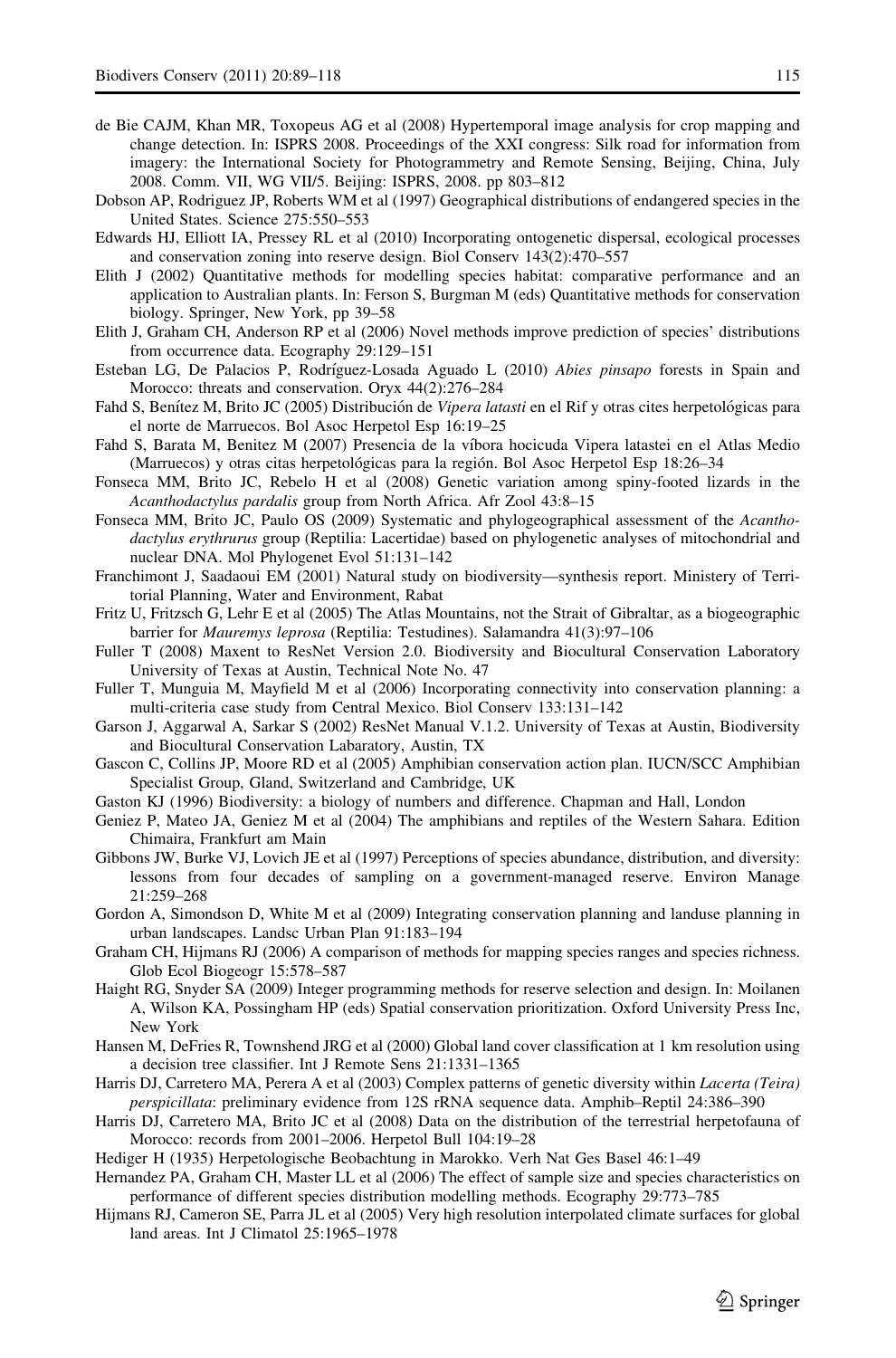de Bie CAJM, Khan MR, Toxopeus AG et al (2008) Hypertemporal image analysis for crop mapping and change detection. In: ISPRS 2008. Proceedings of the XXI congress: Silk road for information from imagery: the International Society for Photogrammetry and Remote Sensing, Beijing, China, July 2008. Comm. VII, WG VII/5. Beijing: ISPRS, 2008. pp 803–812

Dobson AP, Rodriguez JP, Roberts WM et al (1997) Geographical distributions of endangered species in the United States. Science 275:550–553

Edwards HJ, Elliott IA, Pressey RL et al (2010) Incorporating ontogenetic dispersal, ecological processes and conservation zoning into reserve design. Biol Conserv 143(2):470–557

Elith J (2002) Quantitative methods for modelling species habitat: comparative performance and an application to Australian plants. In: Ferson S, Burgman M (eds) Quantitative methods for conservation biology. Springer, New York, pp 39–58

Elith J, Graham CH, Anderson RP et al (2006) Novel methods improve prediction of species' distributions from occurrence data. Ecography 29:129–151

Esteban LG, De Palacios P, Rodríguez-Losada Aguado L (2010) *Abies pinsapo* forests in Spain and Morocco: threats and conservation. Oryx 44(2):276–284

Fahd S, Benítez M, Brito JC (2005) Distribución de *Vipera latasti* en el Rif y otras cites herpetológicas para el norte de Marruecos. Bol Asoc Herpetol Esp 16:19–25

Fahd S, Barata M, Benitez M (2007) Presencia de la víbora hocicuda Vipera latastei en el Atlas Medio (Marruecos) y otras citas herpetológicas para la región. Bol Asoc Herpetol Esp 18:26–34

Fonseca MM, Brito JC, Rebelo H et al (2008) Genetic variation among spiny-footed lizards in the *Acanthodactylus pardalis* group from North Africa. Afr Zool 43:8–15

Fonseca MM, Brito JC, Paulo OS (2009) Systematic and phylogeographical assessment of the *Acanthodactylus erythrurus* group (Reptilia: Lacertidae) based on phylogenetic analyses of mitochondrial and nuclear DNA. Mol Phylogenet Evol 51:131–142

Franchimont J, Saadaoui EM (2001) Natural study on biodiversity—synthesis report. Ministery of Territorial Planning, Water and Environment, Rabat

Fritz U, Fritzsch G, Lehr E et al (2005) The Atlas Mountains, not the Strait of Gibraltar, as a biogeographic barrier for *Mauremys leprosa* (Reptilia: Testudines). Salamandra 41(3):97–106

Fuller T (2008) Maxent to ResNet Version 2.0. Biodiversity and Biocultural Conservation Laboratory University of Texas at Austin, Technical Note No. 47

Fuller T, Munguia M, Mayfield M et al (2006) Incorporating connectivity into conservation planning: a multi-criteria case study from Central Mexico. Biol Conserv 133:131–142

Garson J, Aggarwal A, Sarkar S (2002) ResNet Manual V.1.2. University of Texas at Austin, Biodiversity and Biocultural Conservation Labaratory, Austin, TX

Gascon C, Collins JP, Moore RD et al (2005) Amphibian conservation action plan. IUCN/SCC Amphibian Specialist Group, Gland, Switzerland and Cambridge, UK

Gaston KJ (1996) Biodiversity: a biology of numbers and difference. Chapman and Hall, London

Geniez P, Mateo JA, Geniez M et al (2004) The amphibians and reptiles of the Western Sahara. Edition Chimaira, Frankfurt am Main

Gibbons JW, Burke VJ, Lovich JE et al (1997) Perceptions of species abundance, distribution, and diversity: lessons from four decades of sampling on a government-managed reserve. Environ Manage 21:259–268

Gordon A, Simondson D, White M et al (2009) Integrating conservation planning and landuse planning in urban landscapes. Landsc Urban Plan 91:183–194

Graham CH, Hijmans RJ (2006) A comparison of methods for mapping species ranges and species richness. Glob Ecol Biogeogr 15:578–587

Haight RG, Snyder SA (2009) Integer programming methods for reserve selection and design. In: Moilanen A, Wilson KA, Possingham HP (eds) Spatial conservation prioritization. Oxford University Press Inc, New York

Hansen M, DeFries R, Townshend JRG et al (2000) Global land cover classification at 1 km resolution using a decision tree classifier. Int J Remote Sens 21:1331–1365

Harris DJ, Carretero MA, Perera A et al (2003) Complex patterns of genetic diversity within *Lacerta (Teira) perspicillata*: preliminary evidence from 12S rRNA sequence data. Amphib–Reptil 24:386–390

Harris DJ, Carretero MA, Brito JC et al (2008) Data on the distribution of the terrestrial herpetofauna of Morocco: records from 2001–2006. Herpetol Bull 104:19–28

Hediger H (1935) Herpetologische Beobachtung in Marokko. Verh Nat Ges Basel 46:1–49

Hernandez PA, Graham CH, Master LL et al (2006) The effect of sample size and species characteristics on performance of different species distribution modelling methods. Ecography 29:773–785

Hijmans RJ, Cameron SE, Parra JL et al (2005) Very high resolution interpolated climate surfaces for global land areas. Int J Climatol 25:1965–1978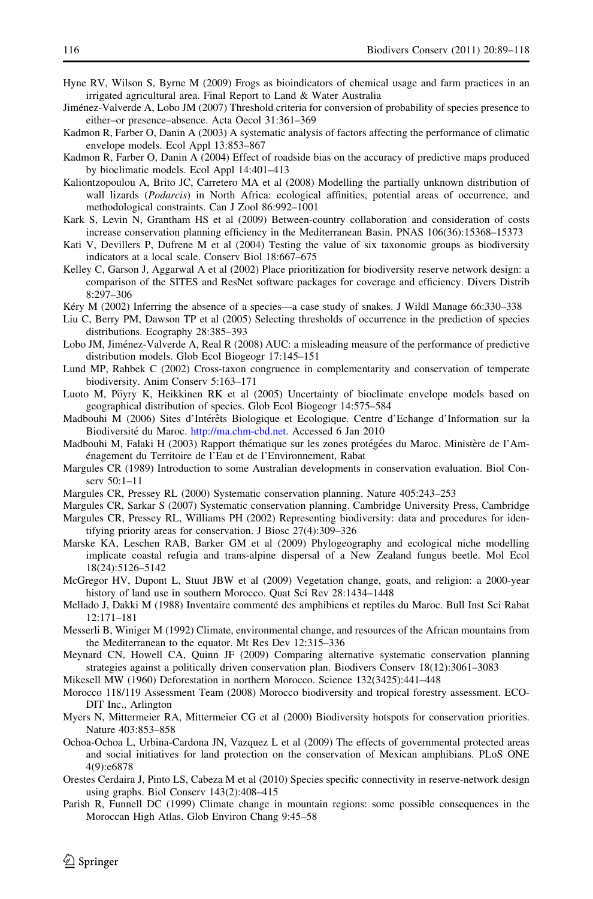Hyne RV, Wilson S, Byrne M (2009) Frogs as bioindicators of chemical usage and farm practices in an irrigated agricultural area. Final Report to Land & Water Australia

Jiménez-Valverde A, Lobo JM (2007) Threshold criteria for conversion of probability of species presence to either–or presence–absence. Acta Oecol 31:361–369

Kadmon R, Farber O, Danin A (2003) A systematic analysis of factors affecting the performance of climatic envelope models. Ecol Appl 13:853–867

Kadmon R, Farber O, Danin A (2004) Effect of roadside bias on the accuracy of predictive maps produced by bioclimatic models. Ecol Appl 14:401–413

Kaliontzopoulou A, Brito JC, Carretero MA et al (2008) Modelling the partially unknown distribution of wall lizards (*Podarcis*) in North Africa: ecological affinities, potential areas of occurrence, and methodological constraints. Can J Zool 86:992–1001

Kark S, Levin N, Grantham HS et al (2009) Between-country collaboration and consideration of costs increase conservation planning efficiency in the Mediterranean Basin. PNAS 106(36):15368–15373

Kati V, Devillers P, Dufrene M et al (2004) Testing the value of six taxonomic groups as biodiversity indicators at a local scale. Conserv Biol 18:667–675

Kelley C, Garson J, Aggarwal A et al (2002) Place prioritization for biodiversity reserve network design: a comparison of the SITES and ResNet software packages for coverage and efficiency. Divers Distrib 8:297–306

Kéry M (2002) Inferring the absence of a species—a case study of snakes. J Wildl Manage 66:330–338

Liu C, Berry PM, Dawson TP et al (2005) Selecting thresholds of occurrence in the prediction of species distributions. Ecography 28:385–393

Lobo JM, Jiménez-Valverde A, Real R (2008) AUC: a misleading measure of the performance of predictive distribution models. Glob Ecol Biogeogr 17:145–151

Lund MP, Rahbek C (2002) Cross-taxon congruence in complementarity and conservation of temperate biodiversity. Anim Conserv 5:163–171

Luoto M, Pöyry K, Heikkinen RK et al (2005) Uncertainty of bioclimate envelope models based on geographical distribution of species. Glob Ecol Biogeogr 14:575–584

Madbouhi M (2006) Sites d'Intérêts Biologique et Ecologique. Centre d'Echange d'Information sur la Biodiversité du Maroc. http://ma.chm-cbd.net. Accessed 6 Jan 2010

Madbouhi M, Falaki H (2003) Rapport thématique sur les zones protégées du Maroc. Ministère de l'Aménagement du Territoire de l'Eau et de l'Environnement, Rabat

Margules CR (1989) Introduction to some Australian developments in conservation evaluation. Biol Conserv 50:1–11

Margules CR, Pressey RL (2000) Systematic conservation planning. Nature 405:243–253

Margules CR, Sarkar S (2007) Systematic conservation planning. Cambridge University Press, Cambridge

Margules CR, Pressey RL, Williams PH (2002) Representing biodiversity: data and procedures for identifying priority areas for conservation. J Biosc 27(4):309–326

Marske KA, Leschen RAB, Barker GM et al (2009) Phylogeography and ecological niche modelling implicate coastal refugia and trans-alpine dispersal of a New Zealand fungus beetle. Mol Ecol 18(24):5126–5142

McGregor HV, Dupont L, Stuut JBW et al (2009) Vegetation change, goats, and religion: a 2000-year history of land use in southern Morocco. Quat Sci Rev 28:1434–1448

Mellado J, Dakki M (1988) Inventaire commenté des amphibiens et reptiles du Maroc. Bull Inst Sci Rabat 12:171–181

Messerli B, Winiger M (1992) Climate, environmental change, and resources of the African mountains from the Mediterranean to the equator. Mt Res Dev 12:315–336

Meynard CN, Howell CA, Quinn JF (2009) Comparing alternative systematic conservation planning strategies against a politically driven conservation plan. Biodivers Conserv 18(12):3061–3083

Mikesell MW (1960) Deforestation in northern Morocco. Science 132(3425):441–448

Morocco 118/119 Assessment Team (2008) Morocco biodiversity and tropical forestry assessment. ECODIT Inc., Arlington

Myers N, Mittermeier RA, Mittermeier CG et al (2000) Biodiversity hotspots for conservation priorities. Nature 403:853–858

Ochoa-Ochoa L, Urbina-Cardona JN, Vazquez L et al (2009) The effects of governmental protected areas and social initiatives for land protection on the conservation of Mexican amphibians. PLoS ONE 4(9):e6878

Orestes Cerdaira J, Pinto LS, Cabeza M et al (2010) Species specific connectivity in reserve-network design using graphs. Biol Conserv 143(2):408–415

Parish R, Funnell DC (1999) Climate change in mountain regions: some possible consequences in the Moroccan High Atlas. Glob Environ Chang 9:45–58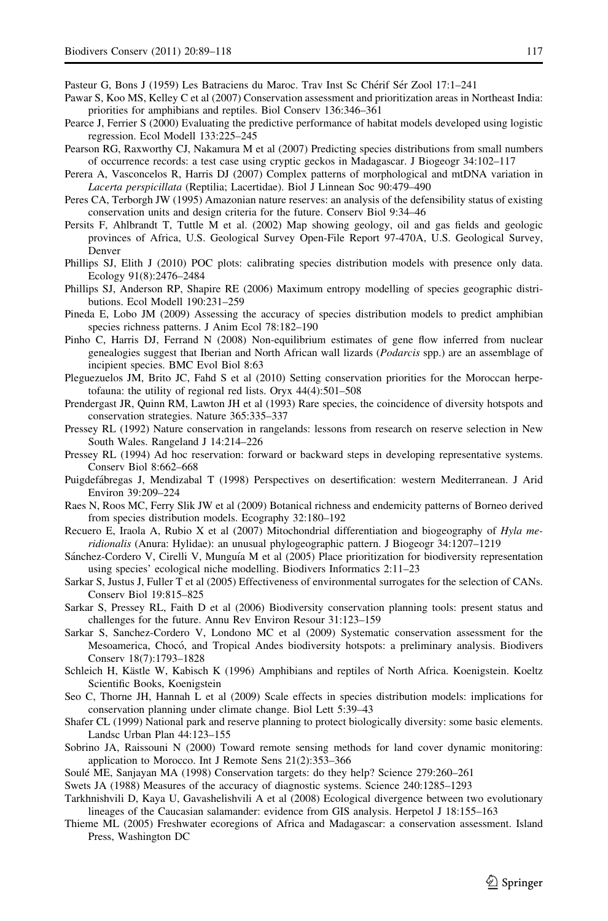Pasteur G, Bons J (1959) Les Batraciens du Maroc. Trav Inst Sc Chérif Sér Zool 17:1–241

Pawar S, Koo MS, Kelley C et al (2007) Conservation assessment and prioritization areas in Northeast India: priorities for amphibians and reptiles. Biol Conserv 136:346–361

Pearce J, Ferrier S (2000) Evaluating the predictive performance of habitat models developed using logistic regression. Ecol Modell 133:225–245

Pearson RG, Raxworthy CJ, Nakamura M et al (2007) Predicting species distributions from small numbers of occurrence records: a test case using cryptic geckos in Madagascar. J Biogeogr 34:102–117

Perera A, Vasconcelos R, Harris DJ (2007) Complex patterns of morphological and mtDNA variation in *Lacerta perspicillata* (Reptilia; Lacertidae). Biol J Linnean Soc 90:479–490

Peres CA, Terborgh JW (1995) Amazonian nature reserves: an analysis of the defensibility status of existing conservation units and design criteria for the future. Conserv Biol 9:34–46

Persits F, Ahlbrandt T, Tuttle M et al. (2002) Map showing geology, oil and gas fields and geologic provinces of Africa, U.S. Geological Survey Open-File Report 97-470A, U.S. Geological Survey, Denver

Phillips SJ, Elith J (2010) POC plots: calibrating species distribution models with presence only data. Ecology 91(8):2476–2484

Phillips SJ, Anderson RP, Shapire RE (2006) Maximum entropy modelling of species geographic distributions. Ecol Modell 190:231–259

Pineda E, Lobo JM (2009) Assessing the accuracy of species distribution models to predict amphibian species richness patterns. J Anim Ecol 78:182–190

Pinho C, Harris DJ, Ferrand N (2008) Non-equilibrium estimates of gene flow inferred from nuclear genealogies suggest that Iberian and North African wall lizards (*Podarcis* spp.) are an assemblage of incipient species. BMC Evol Biol 8:63

Pleguezuelos JM, Brito JC, Fahd S et al (2010) Setting conservation priorities for the Moroccan herpetofauna: the utility of regional red lists. Oryx 44(4):501–508

Prendergast JR, Quinn RM, Lawton JH et al (1993) Rare species, the coincidence of diversity hotspots and conservation strategies. Nature 365:335–337

Pressey RL (1992) Nature conservation in rangelands: lessons from research on reserve selection in New South Wales. Rangeland J 14:214–226

Pressey RL (1994) Ad hoc reservation: forward or backward steps in developing representative systems. Conserv Biol 8:662–668

Puigdefábregas J, Mendizabal T (1998) Perspectives on desertification: western Mediterranean. J Arid Environ 39:209–224

Raes N, Roos MC, Ferry Slik JW et al (2009) Botanical richness and endemicity patterns of Borneo derived from species distribution models. Ecography 32:180–192

Recuero E, Iraola A, Rubio X et al (2007) Mitochondrial differentiation and biogeography of *Hyla meridionalis* (Anura: Hylidae): an unusual phylogeographic pattern. J Biogeogr 34:1207–1219

Sánchez-Cordero V, Cirelli V, Munguía M et al (2005) Place prioritization for biodiversity representation using species' ecological niche modelling. Biodivers Informatics 2:11–23

Sarkar S, Justus J, Fuller T et al (2005) Effectiveness of environmental surrogates for the selection of CANs. Conserv Biol 19:815–825

Sarkar S, Pressey RL, Faith D et al (2006) Biodiversity conservation planning tools: present status and challenges for the future. Annu Rev Environ Resour 31:123–159

Sarkar S, Sanchez-Cordero V, Londono MC et al (2009) Systematic conservation assessment for the Mesoamerica, Chocó, and Tropical Andes biodiversity hotspots: a preliminary analysis. Biodivers Conserv 18(7):1793–1828

Schleich H, Kästle W, Kabisch K (1996) Amphibians and reptiles of North Africa. Koenigstein. Koeltz Scientific Books, Koenigstein

Seo C, Thorne JH, Hannah L et al (2009) Scale effects in species distribution models: implications for conservation planning under climate change. Biol Lett 5:39–43

Shafer CL (1999) National park and reserve planning to protect biologically diversity: some basic elements. Landsc Urban Plan 44:123–155

Sobrino JA, Raissouni N (2000) Toward remote sensing methods for land cover dynamic monitoring: application to Morocco. Int J Remote Sens 21(2):353–366

Soulé ME, Sanjayan MA (1998) Conservation targets: do they help? Science 279:260–261

Swets JA (1988) Measures of the accuracy of diagnostic systems. Science 240:1285–1293

Tarkhnishvili D, Kaya U, Gavashelishvili A et al (2008) Ecological divergence between two evolutionary lineages of the Caucasian salamander: evidence from GIS analysis. Herpetol J 18:155–163

Thieme ML (2005) Freshwater ecoregions of Africa and Madagascar: a conservation assessment. Island Press, Washington DC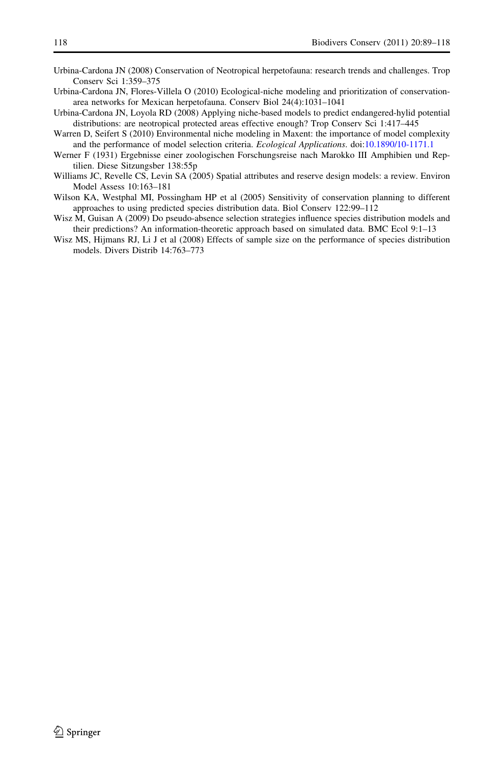Urbina-Cardona JN (2008) Conservation of Neotropical herpetofauna: research trends and challenges. Trop Conserv Sci 1:359–375

Urbina-Cardona JN, Flores-Villela O (2010) Ecological-niche modeling and prioritization of conservation-area networks for Mexican herpetofauna. Conserv Biol 24(4):1031–1041

Urbina-Cardona JN, Loyola RD (2008) Applying niche-based models to predict endangered-hylid potential distributions: are neotropical protected areas effective enough? Trop Conserv Sci 1:417–445

Warren D, Seifert S (2010) Environmental niche modeling in Maxent: the importance of model complexity and the performance of model selection criteria. *Ecological Applications*. doi:10.1890/10-1171.1

Werner F (1931) Ergebnisse einer zoologischen Forschungsreise nach Marokko III Amphibien und Reptilien. Diese Sitzungsber 138:55p

Williams JC, Revelle CS, Levin SA (2005) Spatial attributes and reserve design models: a review. Environ Model Assess 10:163–181

Wilson KA, Westphal MI, Possingham HP et al (2005) Sensitivity of conservation planning to different approaches to using predicted species distribution data. Biol Conserv 122:99–112

Wisz M, Guisan A (2009) Do pseudo-absence selection strategies influence species distribution models and their predictions? An information-theoretic approach based on simulated data. BMC Ecol 9:1–13

Wisz MS, Hijmans RJ, Li J et al (2008) Effects of sample size on the performance of species distribution models. Divers Distrib 14:763–773